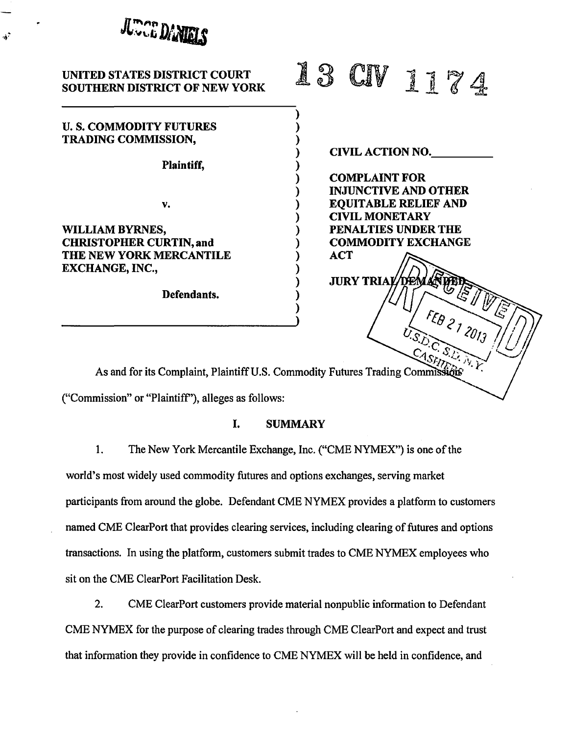JUDGE DANIELS

UNITED STATES DISTRICT COURT
SOUTHERN DISTRICT OF NEW YORK

13 CIV 1174

| | |
|---|---|
| U. S. COMMODITY FUTURES TRADING COMMISSION,<br><br>Plaintiff,<br><br>v.<br><br>WILLIAM BYRNES, CHRISTOPHER CURTIN, and THE NEW YORK MERCANTILE EXCHANGE, INC.,<br><br>Defendants. | CIVIL ACTION NO.\_\_\_\_\_\_\_\_\_<br><br>**COMPLAINT FOR INJUNCTIVE AND OTHER EQUITABLE RELIEF AND CIVIL MONETARY PENALTIES UNDER THE COMMODITY EXCHANGE ACT**<br><br>**JURY TRIAL DEMANDED** |

RECEIVED FEB 21 2013 U.S.D.C. S.D. N.Y. CASHIERS

As and for its Complaint, Plaintiff U.S. Commodity Futures Trading Commission ("Commission" or "Plaintiff"), alleges as follows:

## I. SUMMARY

1. The New York Mercantile Exchange, Inc. ("CME NYMEX") is one of the world's most widely used commodity futures and options exchanges, serving market participants from around the globe. Defendant CME NYMEX provides a platform to customers named CME ClearPort that provides clearing services, including clearing of futures and options transactions. In using the platform, customers submit trades to CME NYMEX employees who sit on the CME ClearPort Facilitation Desk.

2. CME ClearPort customers provide material nonpublic information to Defendant CME NYMEX for the purpose of clearing trades through CME ClearPort and expect and trust that information they provide in confidence to CME NYMEX will be held in confidence, and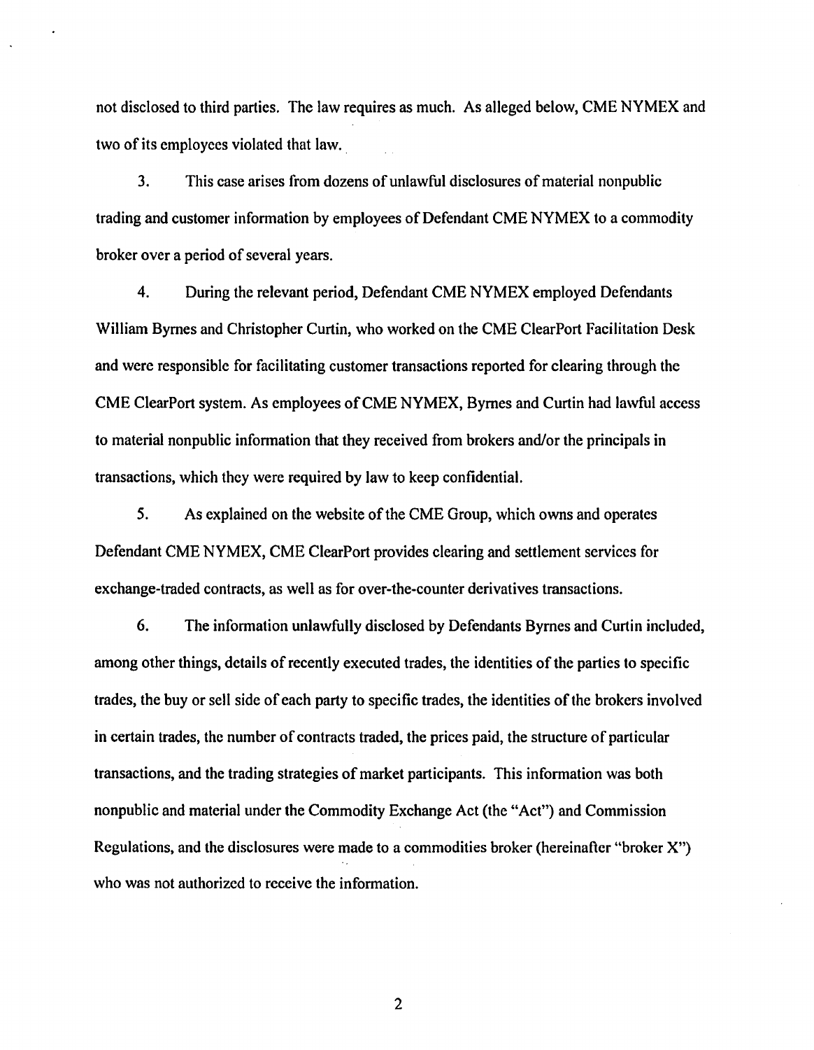not disclosed to third parties. The law requires as much. As alleged below, CME NYMEX and two of its employees violated that law.

3. This case arises from dozens of unlawful disclosures of material nonpublic trading and customer information by employees of Defendant CME NYMEX to a commodity broker over a period of several years.

4. During the relevant period, Defendant CME NYMEX employed Defendants William Byrnes and Christopher Curtin, who worked on the CME ClearPort Facilitation Desk and were responsible for facilitating customer transactions reported for clearing through the CME ClearPort system. As employees of CME NYMEX, Byrnes and Curtin had lawful access to material nonpublic information that they received from brokers and/or the principals in transactions, which they were required by law to keep confidential.

5. As explained on the website of the CME Group, which owns and operates Defendant CME NYMEX, CME ClearPort provides clearing and settlement services for exchange-traded contracts, as well as for over-the-counter derivatives transactions.

6. The information unlawfully disclosed by Defendants Byrnes and Curtin included, among other things, details of recently executed trades, the identities of the parties to specific trades, the buy or sell side of each party to specific trades, the identities of the brokers involved in certain trades, the number of contracts traded, the prices paid, the structure of particular transactions, and the trading strategies of market participants. This information was both nonpublic and material under the Commodity Exchange Act (the "Act") and Commission Regulations, and the disclosures were made to a commodities broker (hereinafter "broker X") who was not authorized to receive the information.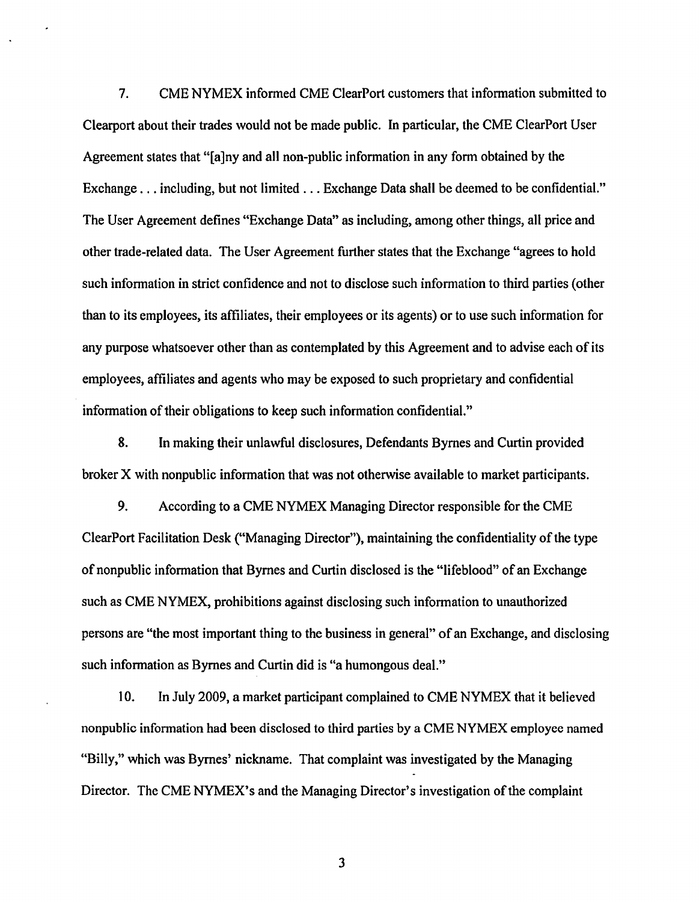7. CME NYMEX informed CME ClearPort customers that information submitted to Clearport about their trades would not be made public. In particular, the CME ClearPort User Agreement states that "[a]ny and all non-public information in any form obtained by the Exchange . . . including, but not limited . . . Exchange Data shall be deemed to be confidential." The User Agreement defines "Exchange Data" as including, among other things, all price and other trade-related data. The User Agreement further states that the Exchange "agrees to hold such information in strict confidence and not to disclose such information to third parties (other than to its employees, its affiliates, their employees or its agents) or to use such information for any purpose whatsoever other than as contemplated by this Agreement and to advise each of its employees, affiliates and agents who may be exposed to such proprietary and confidential information of their obligations to keep such information confidential."

8. In making their unlawful disclosures, Defendants Byrnes and Curtin provided broker X with nonpublic information that was not otherwise available to market participants.

9. According to a CME NYMEX Managing Director responsible for the CME ClearPort Facilitation Desk ("Managing Director"), maintaining the confidentiality of the type of nonpublic information that Byrnes and Curtin disclosed is the "lifeblood" of an Exchange such as CME NYMEX, prohibitions against disclosing such information to unauthorized persons are "the most important thing to the business in general" of an Exchange, and disclosing such information as Byrnes and Curtin did is "a humongous deal."

10. In July 2009, a market participant complained to CME NYMEX that it believed nonpublic information had been disclosed to third parties by a CME NYMEX employee named "Billy," which was Byrnes' nickname. That complaint was investigated by the Managing Director. The CME NYMEX's and the Managing Director's investigation of the complaint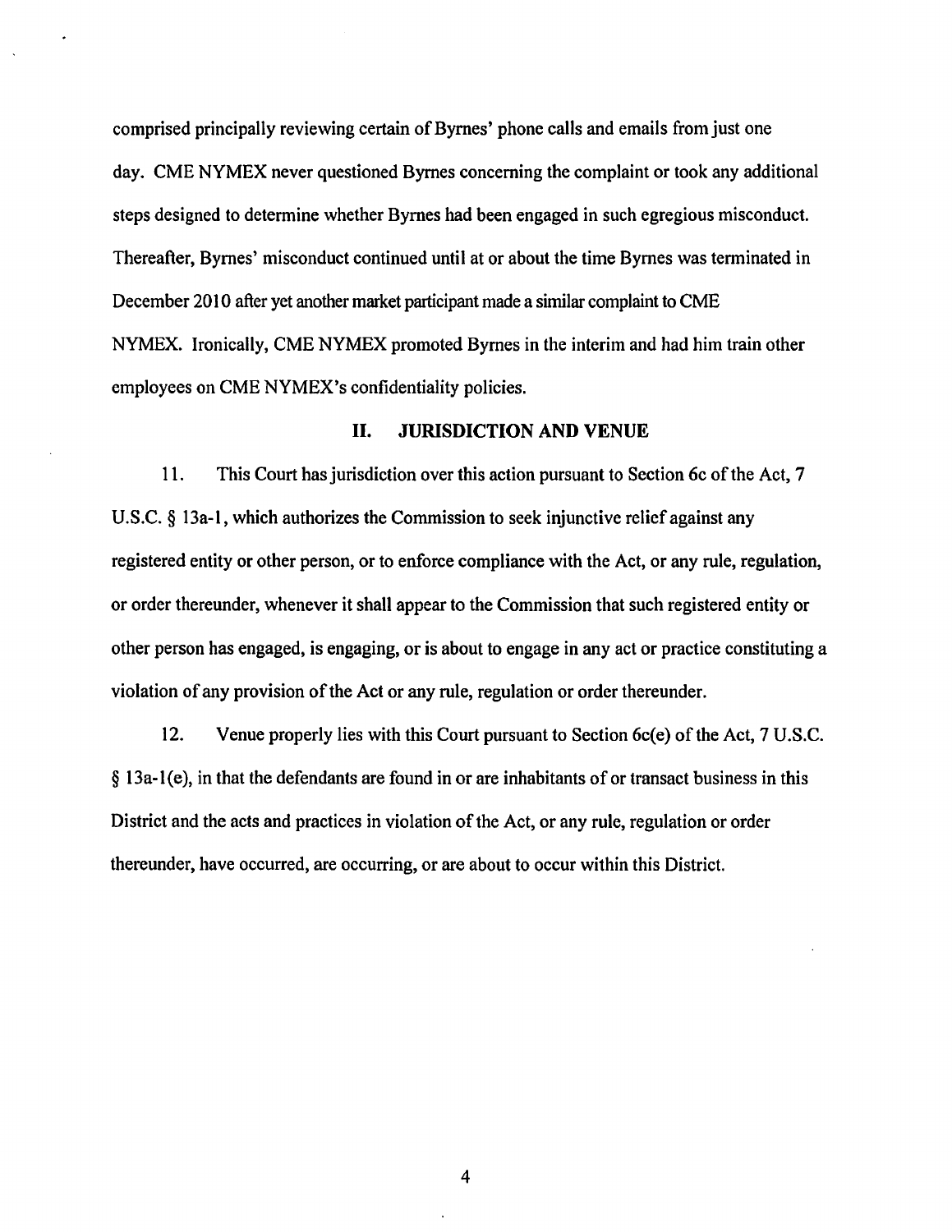comprised principally reviewing certain of Byrnes' phone calls and emails from just one day. CME NYMEX never questioned Byrnes concerning the complaint or took any additional steps designed to determine whether Byrnes had been engaged in such egregious misconduct. Thereafter, Byrnes' misconduct continued until at or about the time Byrnes was terminated in December 2010 after yet another market participant made a similar complaint to CME NYMEX. Ironically, CME NYMEX promoted Byrnes in the interim and had him train other employees on CME NYMEX's confidentiality policies.

## II. JURISDICTION AND VENUE

11. This Court has jurisdiction over this action pursuant to Section 6c of the Act, 7 U.S.C. § 13a-1, which authorizes the Commission to seek injunctive relief against any registered entity or other person, or to enforce compliance with the Act, or any rule, regulation, or order thereunder, whenever it shall appear to the Commission that such registered entity or other person has engaged, is engaging, or is about to engage in any act or practice constituting a violation of any provision of the Act or any rule, regulation or order thereunder.

12. Venue properly lies with this Court pursuant to Section 6c(e) of the Act, 7 U.S.C. § 13a-1(e), in that the defendants are found in or are inhabitants of or transact business in this District and the acts and practices in violation of the Act, or any rule, regulation or order thereunder, have occurred, are occurring, or are about to occur within this District.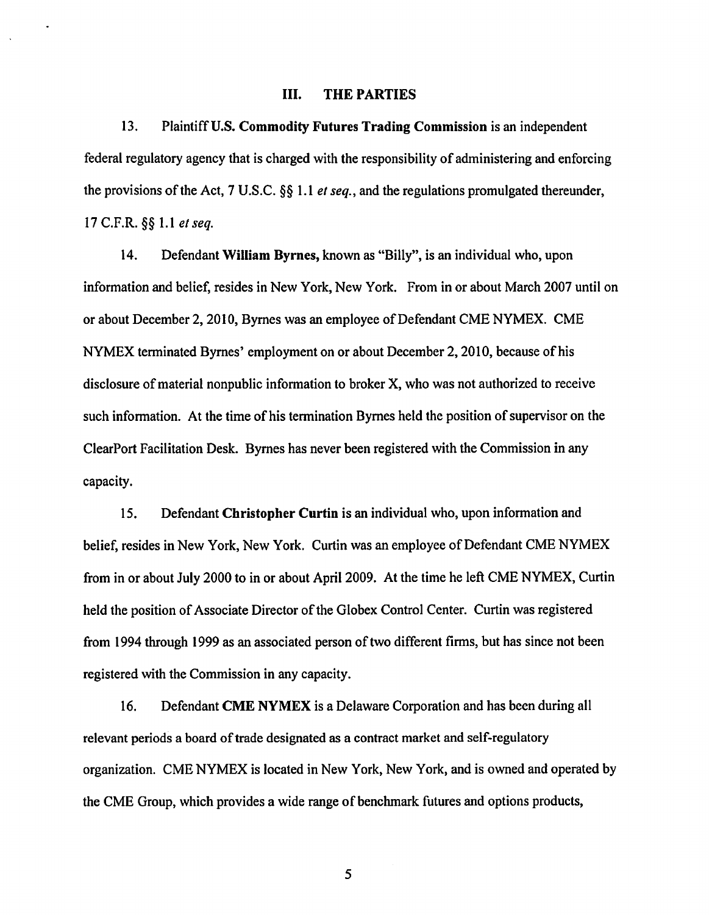## III. THE PARTIES

13. Plaintiff **U.S. Commodity Futures Trading Commission** is an independent federal regulatory agency that is charged with the responsibility of administering and enforcing the provisions of the Act, 7 U.S.C. §§ 1.1 *et seq.*, and the regulations promulgated thereunder, 17 C.F.R. §§ 1.1 *et seq.*

14. Defendant **William Byrnes,** known as "Billy", is an individual who, upon information and belief, resides in New York, New York. From in or about March 2007 until on or about December 2, 2010, Byrnes was an employee of Defendant CME NYMEX. CME NYMEX terminated Byrnes' employment on or about December 2, 2010, because of his disclosure of material nonpublic information to broker X, who was not authorized to receive such information. At the time of his termination Byrnes held the position of supervisor on the ClearPort Facilitation Desk. Byrnes has never been registered with the Commission in any capacity.

15. Defendant **Christopher Curtin** is an individual who, upon information and belief, resides in New York, New York. Curtin was an employee of Defendant CME NYMEX from in or about July 2000 to in or about April 2009. At the time he left CME NYMEX, Curtin held the position of Associate Director of the Globex Control Center. Curtin was registered from 1994 through 1999 as an associated person of two different firms, but has since not been registered with the Commission in any capacity.

16. Defendant **CME NYMEX** is a Delaware Corporation and has been during all relevant periods a board of trade designated as a contract market and self-regulatory organization. CME NYMEX is located in New York, New York, and is owned and operated by the CME Group, which provides a wide range of benchmark futures and options products,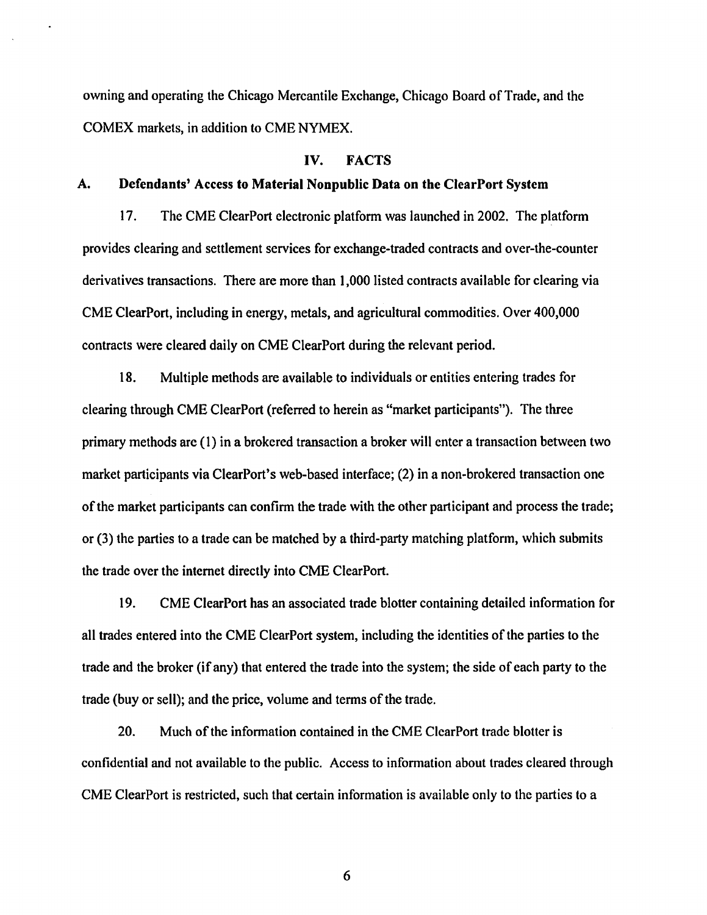owning and operating the Chicago Mercantile Exchange, Chicago Board of Trade, and the COMEX markets, in addition to CME NYMEX.

## IV. FACTS

### A. Defendants' Access to Material Nonpublic Data on the ClearPort System

17. The CME ClearPort electronic platform was launched in 2002. The platform provides clearing and settlement services for exchange-traded contracts and over-the-counter derivatives transactions. There are more than 1,000 listed contracts available for clearing via CME ClearPort, including in energy, metals, and agricultural commodities. Over 400,000 contracts were cleared daily on CME ClearPort during the relevant period.

18. Multiple methods are available to individuals or entities entering trades for clearing through CME ClearPort (referred to herein as "market participants"). The three primary methods are (1) in a brokered transaction a broker will enter a transaction between two market participants via ClearPort's web-based interface; (2) in a non-brokered transaction one of the market participants can confirm the trade with the other participant and process the trade; or (3) the parties to a trade can be matched by a third-party matching platform, which submits the trade over the internet directly into CME ClearPort.

19. CME ClearPort has an associated trade blotter containing detailed information for all trades entered into the CME ClearPort system, including the identities of the parties to the trade and the broker (if any) that entered the trade into the system; the side of each party to the trade (buy or sell); and the price, volume and terms of the trade.

20. Much of the information contained in the CME ClearPort trade blotter is confidential and not available to the public. Access to information about trades cleared through CME ClearPort is restricted, such that certain information is available only to the parties to a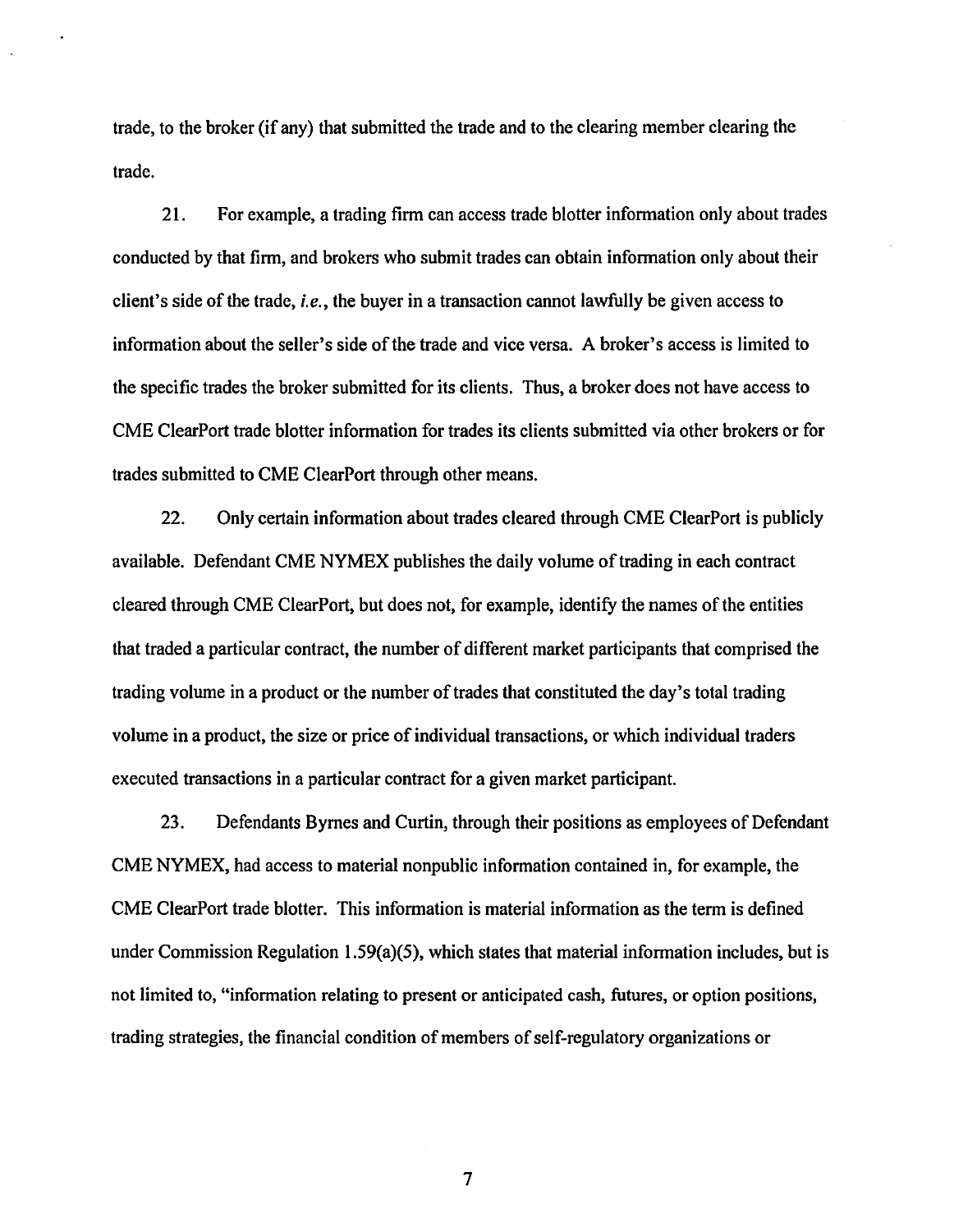trade, to the broker (if any) that submitted the trade and to the clearing member clearing the trade.

21. For example, a trading firm can access trade blotter information only about trades conducted by that firm, and brokers who submit trades can obtain information only about their client's side of the trade, *i.e.*, the buyer in a transaction cannot lawfully be given access to information about the seller's side of the trade and vice versa. A broker's access is limited to the specific trades the broker submitted for its clients. Thus, a broker does not have access to CME ClearPort trade blotter information for trades its clients submitted via other brokers or for trades submitted to CME ClearPort through other means.

22. Only certain information about trades cleared through CME ClearPort is publicly available. Defendant CME NYMEX publishes the daily volume of trading in each contract cleared through CME ClearPort, but does not, for example, identify the names of the entities that traded a particular contract, the number of different market participants that comprised the trading volume in a product or the number of trades that constituted the day's total trading volume in a product, the size or price of individual transactions, or which individual traders executed transactions in a particular contract for a given market participant.

23. Defendants Byrnes and Curtin, through their positions as employees of Defendant CME NYMEX, had access to material nonpublic information contained in, for example, the CME ClearPort trade blotter. This information is material information as the term is defined under Commission Regulation 1.59(a)(5), which states that material information includes, but is not limited to, "information relating to present or anticipated cash, futures, or option positions, trading strategies, the financial condition of members of self-regulatory organizations or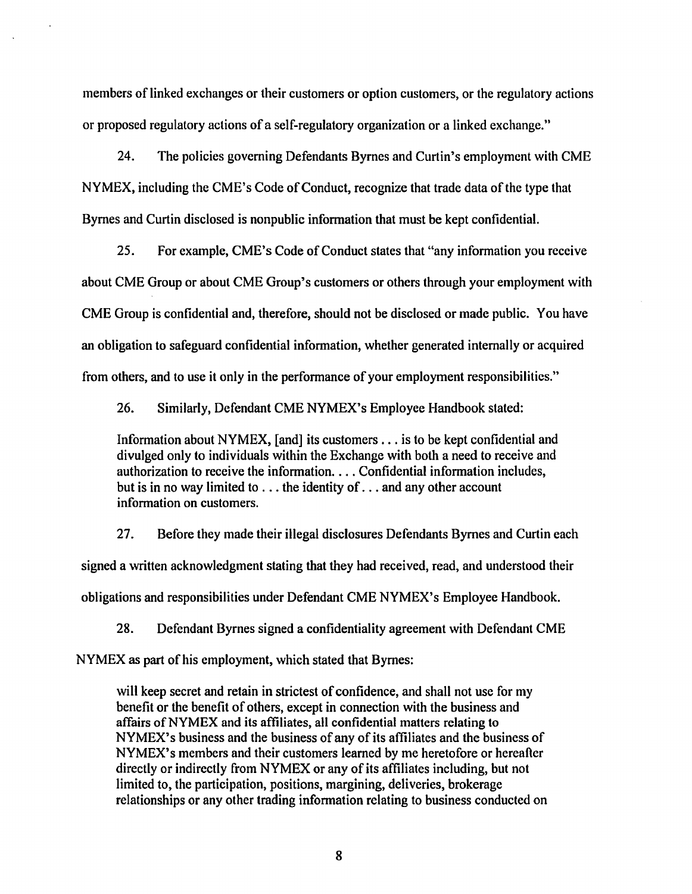members of linked exchanges or their customers or option customers, or the regulatory actions or proposed regulatory actions of a self-regulatory organization or a linked exchange."

24. The policies governing Defendants Byrnes and Curtin's employment with CME NYMEX, including the CME's Code of Conduct, recognize that trade data of the type that Byrnes and Curtin disclosed is nonpublic information that must be kept confidential.

25. For example, CME's Code of Conduct states that "any information you receive about CME Group or about CME Group's customers or others through your employment with CME Group is confidential and, therefore, should not be disclosed or made public. You have an obligation to safeguard confidential information, whether generated internally or acquired from others, and to use it only in the performance of your employment responsibilities."

26. Similarly, Defendant CME NYMEX's Employee Handbook stated:

> Information about NYMEX, [and] its customers . . . is to be kept confidential and divulged only to individuals within the Exchange with both a need to receive and authorization to receive the information. . . . Confidential information includes, but is in no way limited to . . . the identity of . . . and any other account information on customers.

27. Before they made their illegal disclosures Defendants Byrnes and Curtin each signed a written acknowledgment stating that they had received, read, and understood their obligations and responsibilities under Defendant CME NYMEX's Employee Handbook.

28. Defendant Byrnes signed a confidentiality agreement with Defendant CME NYMEX as part of his employment, which stated that Byrnes:

> will keep secret and retain in strictest of confidence, and shall not use for my benefit or the benefit of others, except in connection with the business and affairs of NYMEX and its affiliates, all confidential matters relating to NYMEX's business and the business of any of its affiliates and the business of NYMEX's members and their customers learned by me heretofore or hereafter directly or indirectly from NYMEX or any of its affiliates including, but not limited to, the participation, positions, margining, deliveries, brokerage relationships or any other trading information relating to business conducted on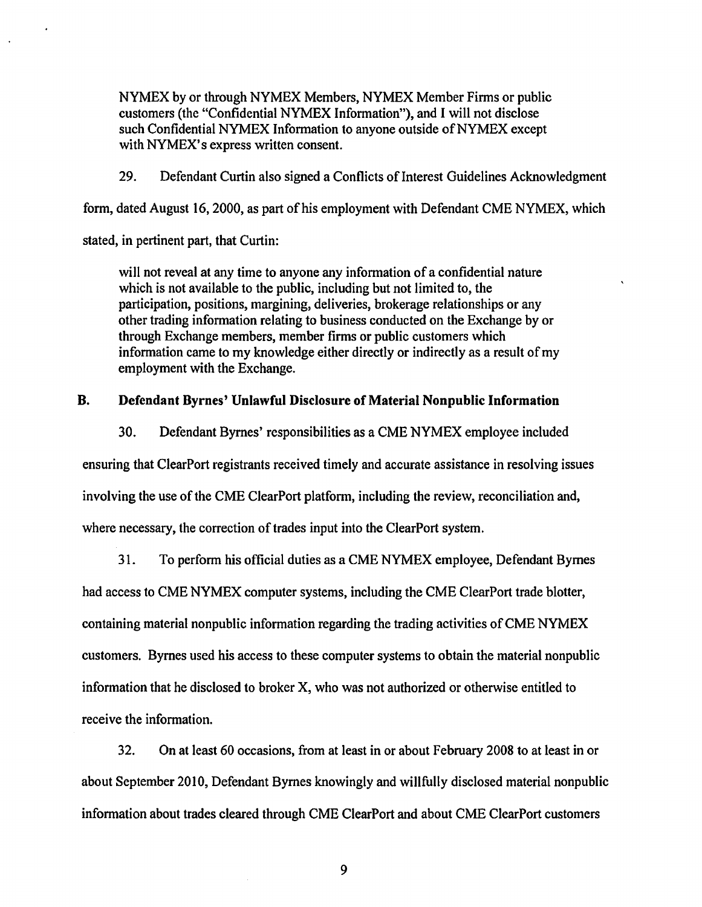> NYMEX by or through NYMEX Members, NYMEX Member Firms or public customers (the "Confidential NYMEX Information"), and I will not disclose such Confidential NYMEX Information to anyone outside of NYMEX except with NYMEX's express written consent.

29. Defendant Curtin also signed a Conflicts of Interest Guidelines Acknowledgment form, dated August 16, 2000, as part of his employment with Defendant CME NYMEX, which stated, in pertinent part, that Curtin:

> will not reveal at any time to anyone any information of a confidential nature which is not available to the public, including but not limited to, the participation, positions, margining, deliveries, brokerage relationships or any other trading information relating to business conducted on the Exchange by or through Exchange members, member firms or public customers which information came to my knowledge either directly or indirectly as a result of my employment with the Exchange.

### B. Defendant Byrnes' Unlawful Disclosure of Material Nonpublic Information

30. Defendant Byrnes' responsibilities as a CME NYMEX employee included ensuring that ClearPort registrants received timely and accurate assistance in resolving issues involving the use of the CME ClearPort platform, including the review, reconciliation and, where necessary, the correction of trades input into the ClearPort system.

31. To perform his official duties as a CME NYMEX employee, Defendant Byrnes had access to CME NYMEX computer systems, including the CME ClearPort trade blotter, containing material nonpublic information regarding the trading activities of CME NYMEX customers. Byrnes used his access to these computer systems to obtain the material nonpublic information that he disclosed to broker X, who was not authorized or otherwise entitled to receive the information.

32. On at least 60 occasions, from at least in or about February 2008 to at least in or about September 2010, Defendant Byrnes knowingly and willfully disclosed material nonpublic information about trades cleared through CME ClearPort and about CME ClearPort customers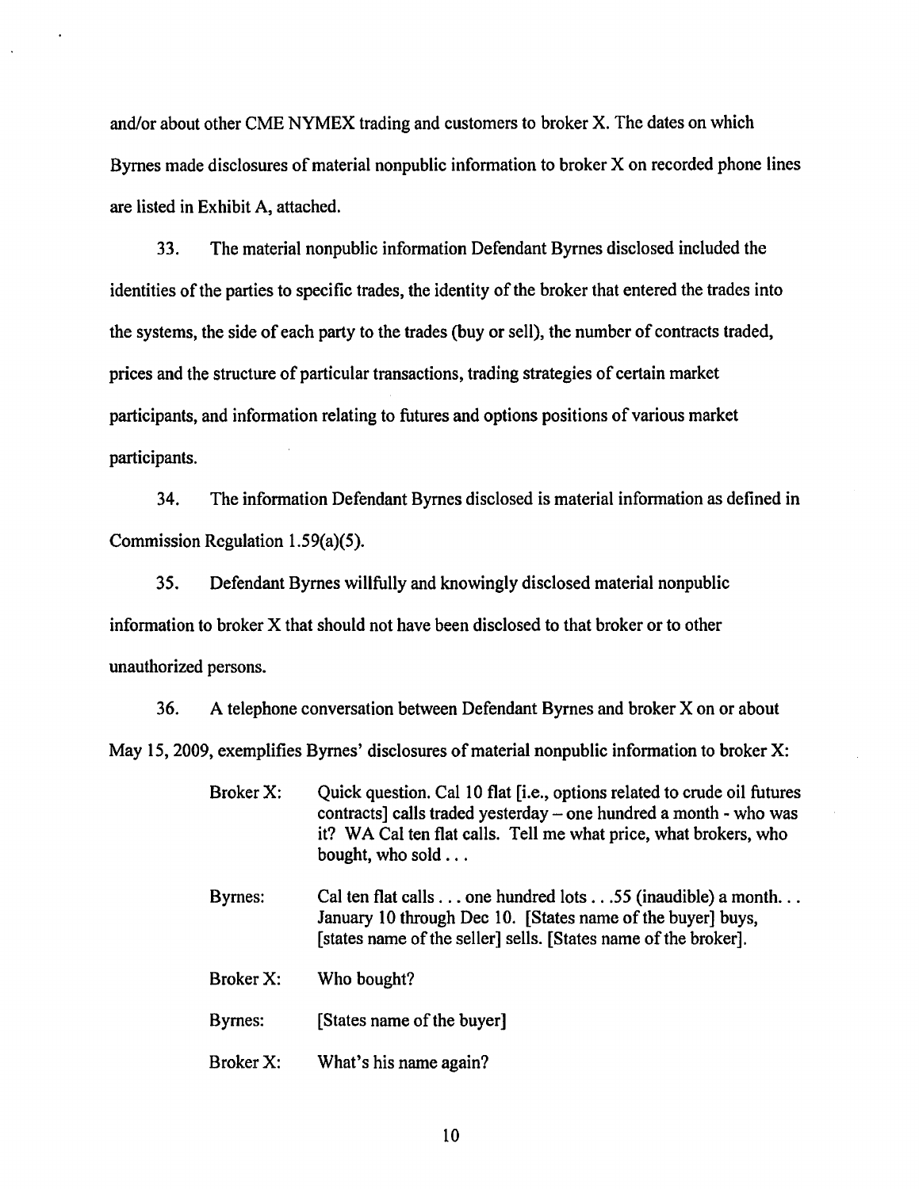and/or about other CME NYMEX trading and customers to broker X. The dates on which Byrnes made disclosures of material nonpublic information to broker X on recorded phone lines are listed in Exhibit A, attached.

33. The material nonpublic information Defendant Byrnes disclosed included the identities of the parties to specific trades, the identity of the broker that entered the trades into the systems, the side of each party to the trades (buy or sell), the number of contracts traded, prices and the structure of particular transactions, trading strategies of certain market participants, and information relating to futures and options positions of various market participants.

34. The information Defendant Byrnes disclosed is material information as defined in Commission Regulation 1.59(a)(5).

35. Defendant Byrnes willfully and knowingly disclosed material nonpublic information to broker X that should not have been disclosed to that broker or to other unauthorized persons.

36. A telephone conversation between Defendant Byrnes and broker X on or about May 15, 2009, exemplifies Byrnes' disclosures of material nonpublic information to broker X:

> Broker X: Quick question. Cal 10 flat [i.e., options related to crude oil futures contracts] calls traded yesterday – one hundred a month - who was it? WA Cal ten flat calls. Tell me what price, what brokers, who bought, who sold . . .
>
> Byrnes: Cal ten flat calls . . . one hundred lots . . .55 (inaudible) a month. . . January 10 through Dec 10. [States name of the buyer] buys, [states name of the seller] sells. [States name of the broker].
>
> Broker X: Who bought?
>
> Byrnes: [States name of the buyer]
>
> Broker X: What's his name again?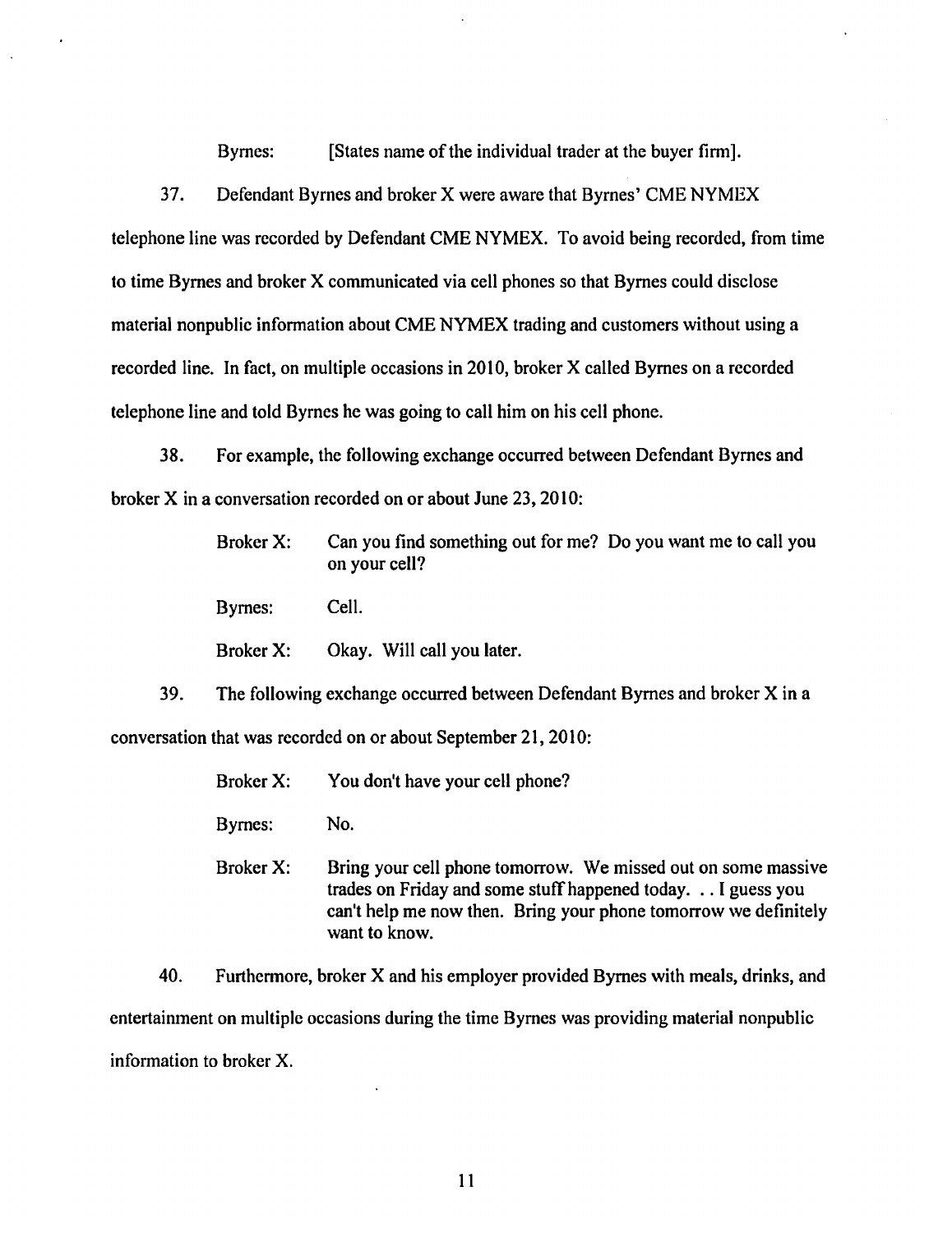Byrnes: [States name of the individual trader at the buyer firm].

37. Defendant Byrnes and broker X were aware that Byrnes' CME NYMEX telephone line was recorded by Defendant CME NYMEX. To avoid being recorded, from time to time Byrnes and broker X communicated via cell phones so that Byrnes could disclose material nonpublic information about CME NYMEX trading and customers without using a recorded line. In fact, on multiple occasions in 2010, broker X called Byrnes on a recorded telephone line and told Byrnes he was going to call him on his cell phone.

38. For example, the following exchange occurred between Defendant Byrnes and broker X in a conversation recorded on or about June 23, 2010:

> Broker X: Can you find something out for me? Do you want me to call you on your cell?
>
> Byrnes: Cell.
>
> Broker X: Okay. Will call you later.

39. The following exchange occurred between Defendant Byrnes and broker X in a conversation that was recorded on or about September 21, 2010:

> Broker X: You don't have your cell phone?
>
> Byrnes: No.
>
> Broker X: Bring your cell phone tomorrow. We missed out on some massive trades on Friday and some stuff happened today. . . I guess you can't help me now then. Bring your phone tomorrow we definitely want to know.

40. Furthermore, broker X and his employer provided Byrnes with meals, drinks, and entertainment on multiple occasions during the time Byrnes was providing material nonpublic information to broker X.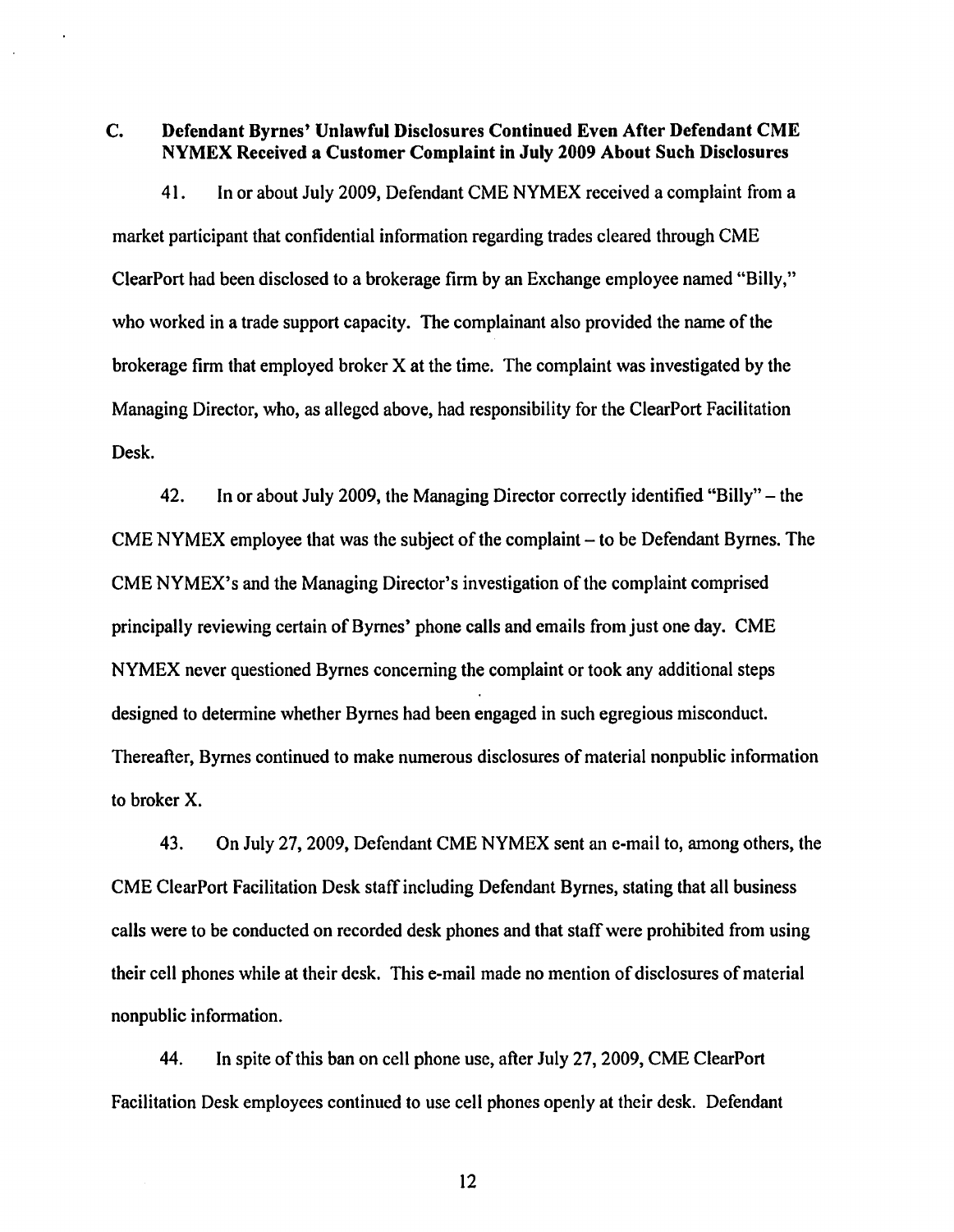### C. Defendant Byrnes' Unlawful Disclosures Continued Even After Defendant CME NYMEX Received a Customer Complaint in July 2009 About Such Disclosures

41. In or about July 2009, Defendant CME NYMEX received a complaint from a market participant that confidential information regarding trades cleared through CME ClearPort had been disclosed to a brokerage firm by an Exchange employee named "Billy," who worked in a trade support capacity. The complainant also provided the name of the brokerage firm that employed broker X at the time. The complaint was investigated by the Managing Director, who, as alleged above, had responsibility for the ClearPort Facilitation Desk.

42. In or about July 2009, the Managing Director correctly identified "Billy" – the CME NYMEX employee that was the subject of the complaint – to be Defendant Byrnes. The CME NYMEX's and the Managing Director's investigation of the complaint comprised principally reviewing certain of Byrnes' phone calls and emails from just one day. CME NYMEX never questioned Byrnes concerning the complaint or took any additional steps designed to determine whether Byrnes had been engaged in such egregious misconduct. Thereafter, Byrnes continued to make numerous disclosures of material nonpublic information to broker X.

43. On July 27, 2009, Defendant CME NYMEX sent an e-mail to, among others, the CME ClearPort Facilitation Desk staff including Defendant Byrnes, stating that all business calls were to be conducted on recorded desk phones and that staff were prohibited from using their cell phones while at their desk. This e-mail made no mention of disclosures of material nonpublic information.

44. In spite of this ban on cell phone use, after July 27, 2009, CME ClearPort Facilitation Desk employees continued to use cell phones openly at their desk. Defendant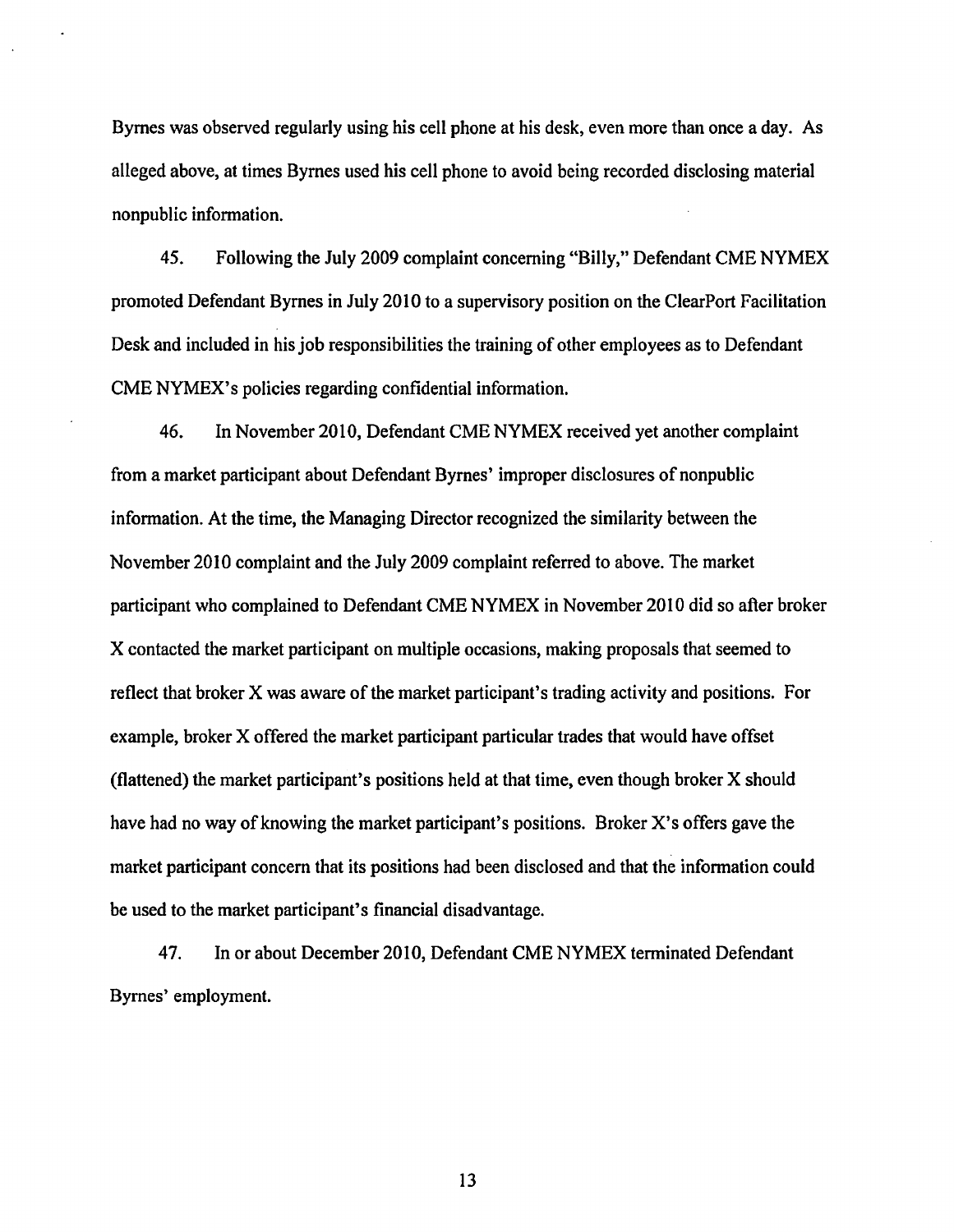Byrnes was observed regularly using his cell phone at his desk, even more than once a day. As alleged above, at times Byrnes used his cell phone to avoid being recorded disclosing material nonpublic information.

45. Following the July 2009 complaint concerning "Billy," Defendant CME NYMEX promoted Defendant Byrnes in July 2010 to a supervisory position on the ClearPort Facilitation Desk and included in his job responsibilities the training of other employees as to Defendant CME NYMEX's policies regarding confidential information.

46. In November 2010, Defendant CME NYMEX received yet another complaint from a market participant about Defendant Byrnes' improper disclosures of nonpublic information. At the time, the Managing Director recognized the similarity between the November 2010 complaint and the July 2009 complaint referred to above. The market participant who complained to Defendant CME NYMEX in November 2010 did so after broker X contacted the market participant on multiple occasions, making proposals that seemed to reflect that broker X was aware of the market participant's trading activity and positions. For example, broker X offered the market participant particular trades that would have offset (flattened) the market participant's positions held at that time, even though broker X should have had no way of knowing the market participant's positions. Broker X's offers gave the market participant concern that its positions had been disclosed and that the information could be used to the market participant's financial disadvantage.

47. In or about December 2010, Defendant CME NYMEX terminated Defendant Byrnes' employment.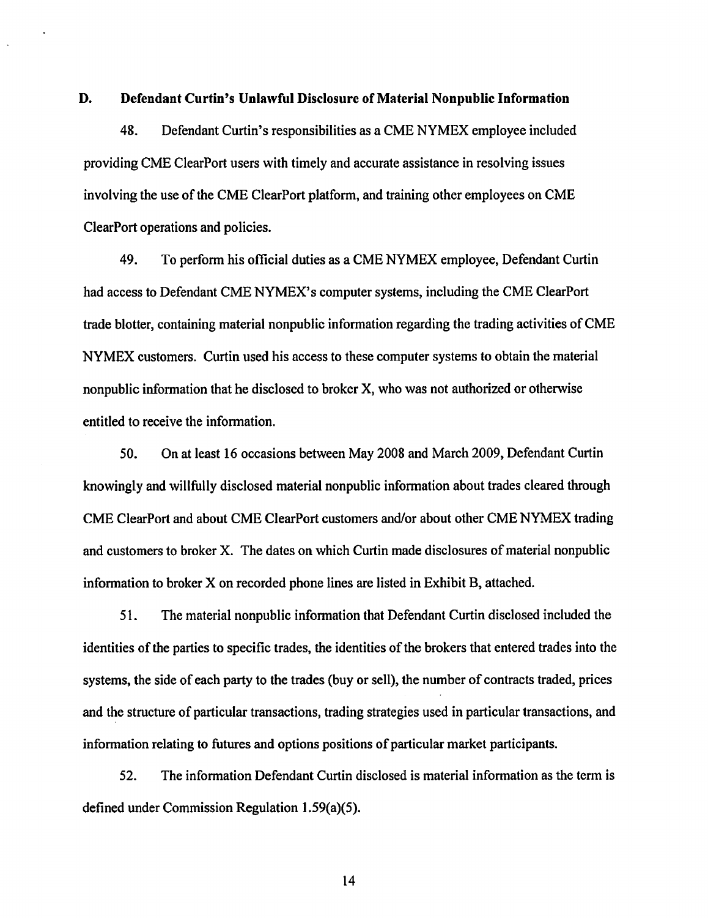### D. Defendant Curtin's Unlawful Disclosure of Material Nonpublic Information

48. Defendant Curtin's responsibilities as a CME NYMEX employee included providing CME ClearPort users with timely and accurate assistance in resolving issues involving the use of the CME ClearPort platform, and training other employees on CME ClearPort operations and policies.

49. To perform his official duties as a CME NYMEX employee, Defendant Curtin had access to Defendant CME NYMEX's computer systems, including the CME ClearPort trade blotter, containing material nonpublic information regarding the trading activities of CME NYMEX customers. Curtin used his access to these computer systems to obtain the material nonpublic information that he disclosed to broker X, who was not authorized or otherwise entitled to receive the information.

50. On at least 16 occasions between May 2008 and March 2009, Defendant Curtin knowingly and willfully disclosed material nonpublic information about trades cleared through CME ClearPort and about CME ClearPort customers and/or about other CME NYMEX trading and customers to broker X. The dates on which Curtin made disclosures of material nonpublic information to broker X on recorded phone lines are listed in Exhibit B, attached.

51. The material nonpublic information that Defendant Curtin disclosed included the identities of the parties to specific trades, the identities of the brokers that entered trades into the systems, the side of each party to the trades (buy or sell), the number of contracts traded, prices and the structure of particular transactions, trading strategies used in particular transactions, and information relating to futures and options positions of particular market participants.

52. The information Defendant Curtin disclosed is material information as the term is defined under Commission Regulation 1.59(a)(5).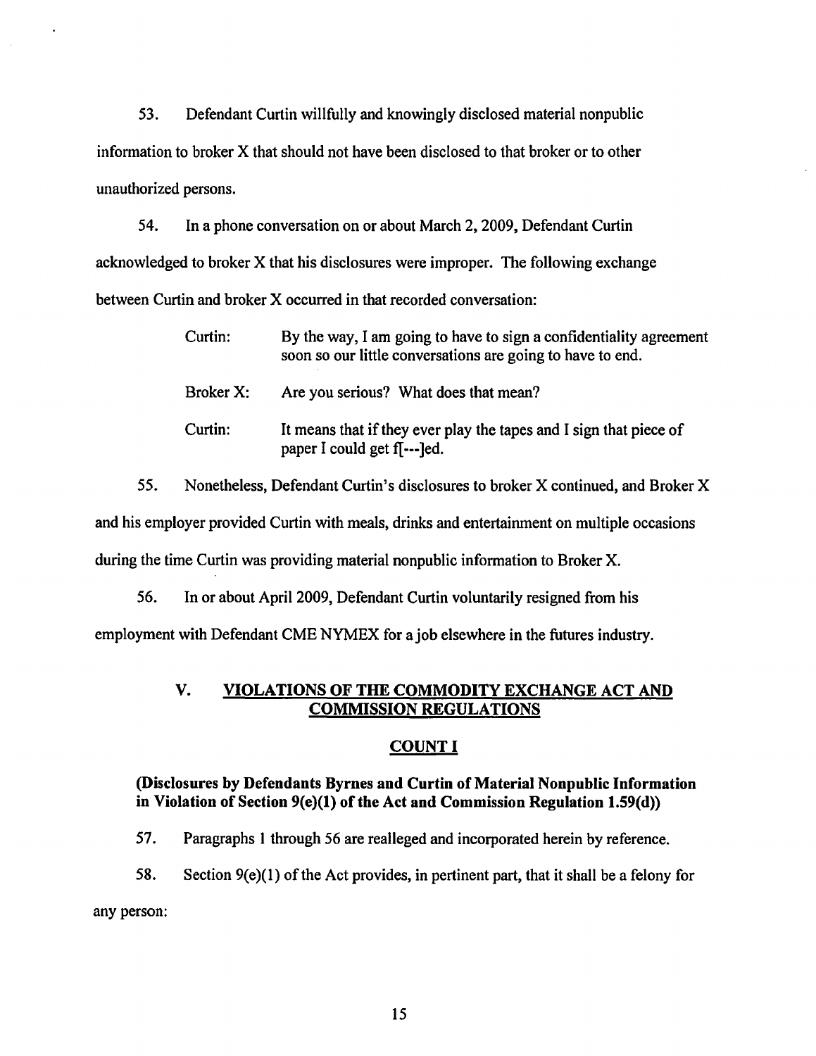53. Defendant Curtin willfully and knowingly disclosed material nonpublic information to broker X that should not have been disclosed to that broker or to other unauthorized persons.

54. In a phone conversation on or about March 2, 2009, Defendant Curtin acknowledged to broker X that his disclosures were improper. The following exchange between Curtin and broker X occurred in that recorded conversation:

> Curtin: By the way, I am going to have to sign a confidentiality agreement soon so our little conversations are going to have to end.
>
> Broker X: Are you serious? What does that mean?
>
> Curtin: It means that if they ever play the tapes and I sign that piece of paper I could get f[---]ed.

55. Nonetheless, Defendant Curtin's disclosures to broker X continued, and Broker X and his employer provided Curtin with meals, drinks and entertainment on multiple occasions during the time Curtin was providing material nonpublic information to Broker X.

56. In or about April 2009, Defendant Curtin voluntarily resigned from his employment with Defendant CME NYMEX for a job elsewhere in the futures industry.

## V. VIOLATIONS OF THE COMMODITY EXCHANGE ACT AND COMMISSION REGULATIONS

### COUNT I

**(Disclosures by Defendants Byrnes and Curtin of Material Nonpublic Information in Violation of Section 9(e)(1) of the Act and Commission Regulation 1.59(d))**

57. Paragraphs 1 through 56 are realleged and incorporated herein by reference.

58. Section 9(e)(1) of the Act provides, in pertinent part, that it shall be a felony for any person: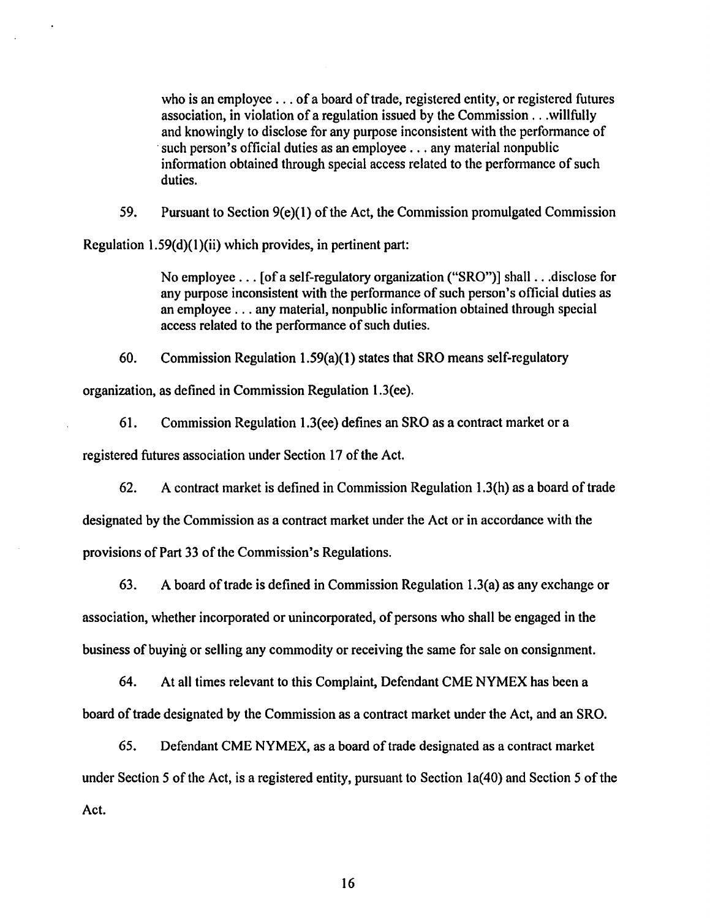> who is an employee . . . of a board of trade, registered entity, or registered futures association, in violation of a regulation issued by the Commission . . .willfully and knowingly to disclose for any purpose inconsistent with the performance of such person's official duties as an employee . . . any material nonpublic information obtained through special access related to the performance of such duties.

59. Pursuant to Section 9(e)(1) of the Act, the Commission promulgated Commission Regulation 1.59(d)(1)(ii) which provides, in pertinent part:

> No employee . . . [of a self-regulatory organization ("SRO")] shall . . .disclose for any purpose inconsistent with the performance of such person's official duties as an employee . . . any material, nonpublic information obtained through special access related to the performance of such duties.

60. Commission Regulation 1.59(a)(1) states that SRO means self-regulatory organization, as defined in Commission Regulation 1.3(ee).

61. Commission Regulation 1.3(ee) defines an SRO as a contract market or a registered futures association under Section 17 of the Act.

62. A contract market is defined in Commission Regulation 1.3(h) as a board of trade designated by the Commission as a contract market under the Act or in accordance with the provisions of Part 33 of the Commission's Regulations.

63. A board of trade is defined in Commission Regulation 1.3(a) as any exchange or association, whether incorporated or unincorporated, of persons who shall be engaged in the business of buying or selling any commodity or receiving the same for sale on consignment.

64. At all times relevant to this Complaint, Defendant CME NYMEX has been a board of trade designated by the Commission as a contract market under the Act, and an SRO.

65. Defendant CME NYMEX, as a board of trade designated as a contract market under Section 5 of the Act, is a registered entity, pursuant to Section 1a(40) and Section 5 of the Act.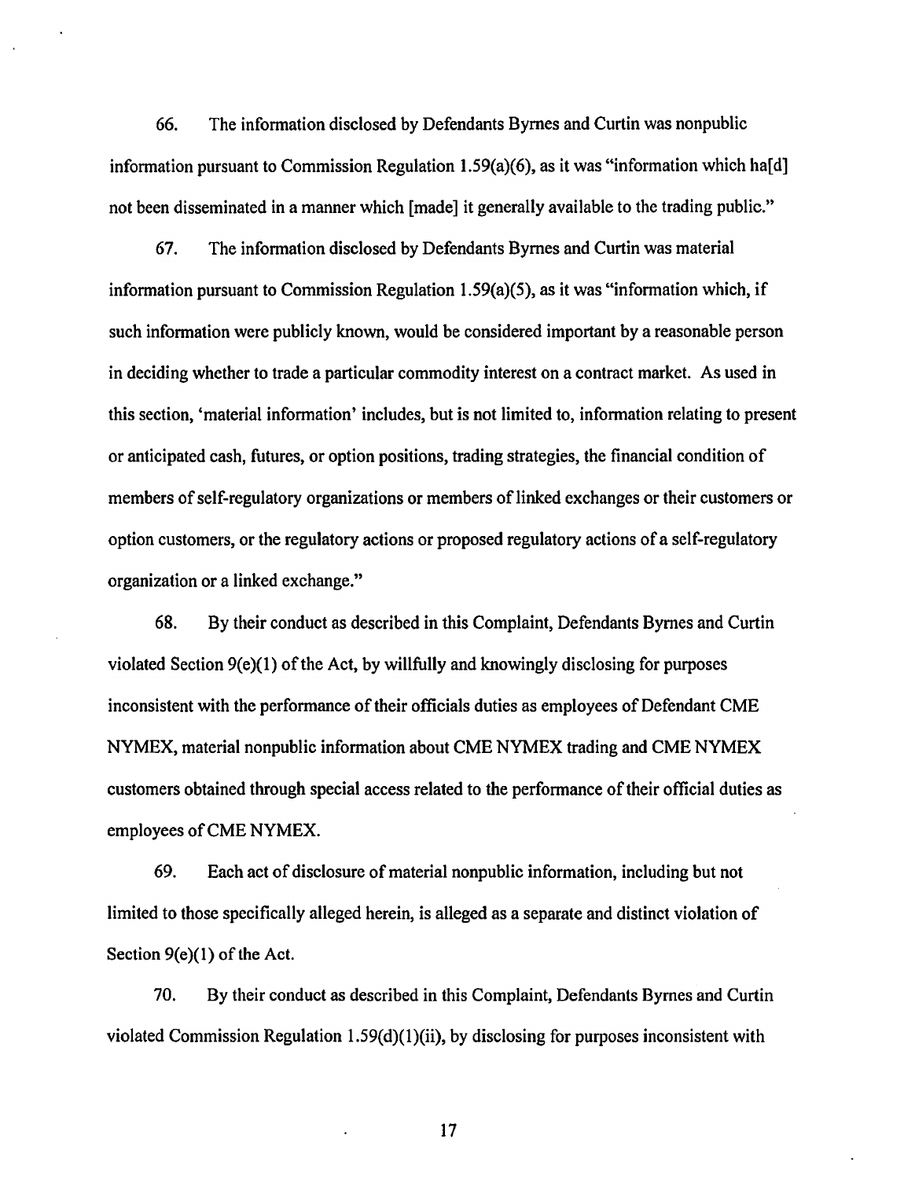66. The information disclosed by Defendants Byrnes and Curtin was nonpublic information pursuant to Commission Regulation 1.59(a)(6), as it was "information which ha[d] not been disseminated in a manner which [made] it generally available to the trading public."

67. The information disclosed by Defendants Byrnes and Curtin was material information pursuant to Commission Regulation 1.59(a)(5), as it was "information which, if such information were publicly known, would be considered important by a reasonable person in deciding whether to trade a particular commodity interest on a contract market. As used in this section, 'material information' includes, but is not limited to, information relating to present or anticipated cash, futures, or option positions, trading strategies, the financial condition of members of self-regulatory organizations or members of linked exchanges or their customers or option customers, or the regulatory actions or proposed regulatory actions of a self-regulatory organization or a linked exchange."

68. By their conduct as described in this Complaint, Defendants Byrnes and Curtin violated Section 9(e)(1) of the Act, by willfully and knowingly disclosing for purposes inconsistent with the performance of their officials duties as employees of Defendant CME NYMEX, material nonpublic information about CME NYMEX trading and CME NYMEX customers obtained through special access related to the performance of their official duties as employees of CME NYMEX.

69. Each act of disclosure of material nonpublic information, including but not limited to those specifically alleged herein, is alleged as a separate and distinct violation of Section 9(e)(1) of the Act.

70. By their conduct as described in this Complaint, Defendants Byrnes and Curtin violated Commission Regulation 1.59(d)(1)(ii), by disclosing for purposes inconsistent with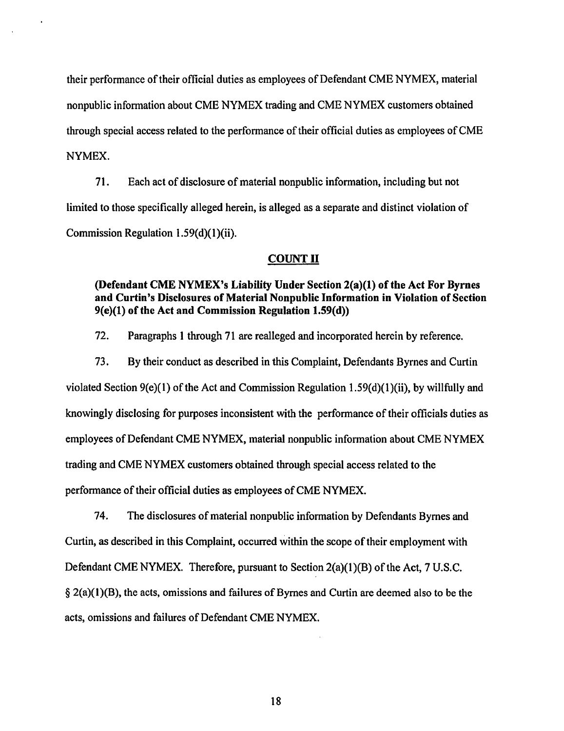their performance of their official duties as employees of Defendant CME NYMEX, material nonpublic information about CME NYMEX trading and CME NYMEX customers obtained through special access related to the performance of their official duties as employees of CME NYMEX.

71. Each act of disclosure of material nonpublic information, including but not limited to those specifically alleged herein, is alleged as a separate and distinct violation of Commission Regulation 1.59(d)(1)(ii).

## COUNT II

**(Defendant CME NYMEX's Liability Under Section 2(a)(1) of the Act For Byrnes and Curtin's Disclosures of Material Nonpublic Information in Violation of Section 9(e)(1) of the Act and Commission Regulation 1.59(d))**

72. Paragraphs 1 through 71 are realleged and incorporated herein by reference.

73. By their conduct as described in this Complaint, Defendants Byrnes and Curtin violated Section 9(e)(1) of the Act and Commission Regulation 1.59(d)(1)(ii), by willfully and knowingly disclosing for purposes inconsistent with the performance of their officials duties as employees of Defendant CME NYMEX, material nonpublic information about CME NYMEX trading and CME NYMEX customers obtained through special access related to the performance of their official duties as employees of CME NYMEX.

74. The disclosures of material nonpublic information by Defendants Byrnes and Curtin, as described in this Complaint, occurred within the scope of their employment with Defendant CME NYMEX. Therefore, pursuant to Section 2(a)(1)(B) of the Act, 7 U.S.C. § 2(a)(1)(B), the acts, omissions and failures of Byrnes and Curtin are deemed also to be the acts, omissions and failures of Defendant CME NYMEX.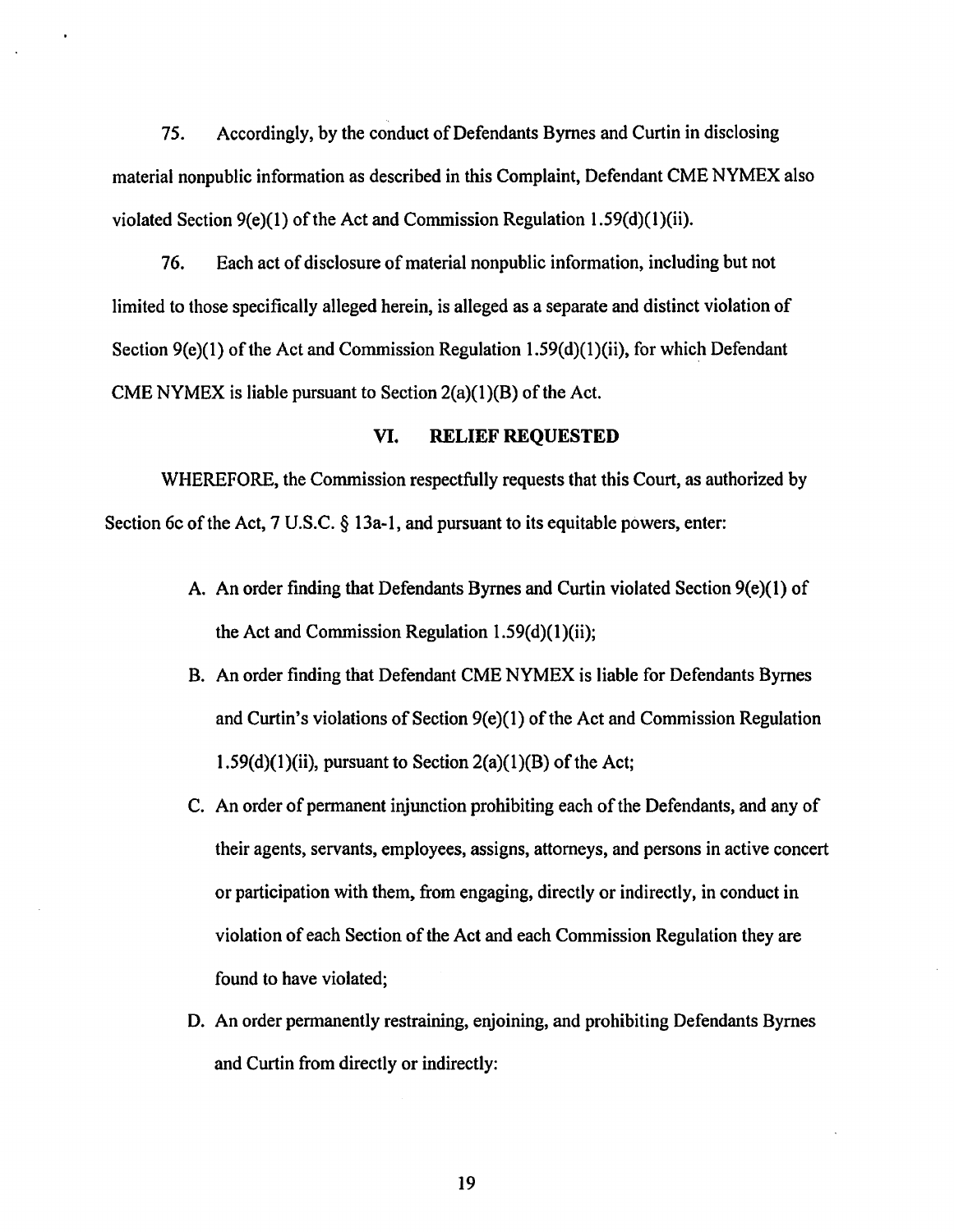75. Accordingly, by the conduct of Defendants Byrnes and Curtin in disclosing material nonpublic information as described in this Complaint, Defendant CME NYMEX also violated Section 9(e)(1) of the Act and Commission Regulation 1.59(d)(1)(ii).

76. Each act of disclosure of material nonpublic information, including but not limited to those specifically alleged herein, is alleged as a separate and distinct violation of Section 9(e)(1) of the Act and Commission Regulation 1.59(d)(1)(ii), for which Defendant CME NYMEX is liable pursuant to Section 2(a)(1)(B) of the Act.

## VI. RELIEF REQUESTED

WHEREFORE, the Commission respectfully requests that this Court, as authorized by Section 6c of the Act, 7 U.S.C. § 13a-1, and pursuant to its equitable powers, enter:

A. An order finding that Defendants Byrnes and Curtin violated Section 9(e)(1) of the Act and Commission Regulation 1.59(d)(1)(ii);

B. An order finding that Defendant CME NYMEX is liable for Defendants Byrnes and Curtin's violations of Section 9(e)(1) of the Act and Commission Regulation 1.59(d)(1)(ii), pursuant to Section 2(a)(1)(B) of the Act;

C. An order of permanent injunction prohibiting each of the Defendants, and any of their agents, servants, employees, assigns, attorneys, and persons in active concert or participation with them, from engaging, directly or indirectly, in conduct in violation of each Section of the Act and each Commission Regulation they are found to have violated;

D. An order permanently restraining, enjoining, and prohibiting Defendants Byrnes and Curtin from directly or indirectly: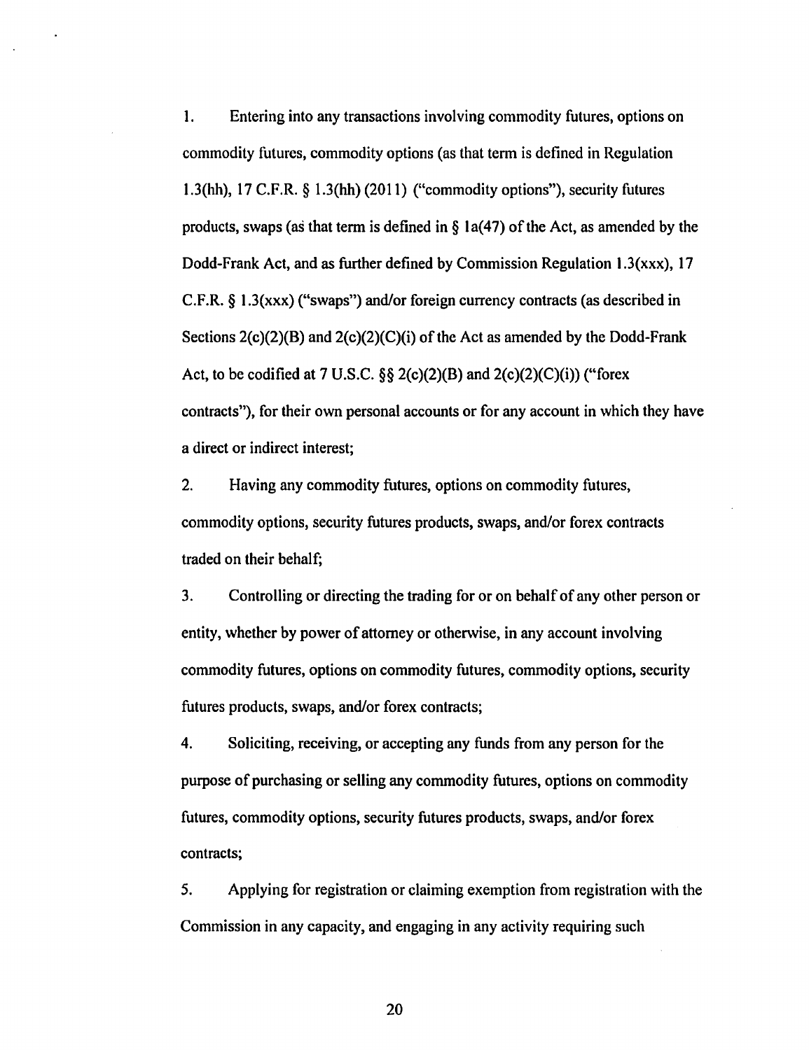1. Entering into any transactions involving commodity futures, options on commodity futures, commodity options (as that term is defined in Regulation 1.3(hh), 17 C.F.R. § 1.3(hh) (2011) ("commodity options"), security futures products, swaps (as that term is defined in § 1a(47) of the Act, as amended by the Dodd-Frank Act, and as further defined by Commission Regulation 1.3(xxx), 17 C.F.R. § 1.3(xxx) ("swaps") and/or foreign currency contracts (as described in Sections 2(c)(2)(B) and 2(c)(2)(C)(i) of the Act as amended by the Dodd-Frank Act, to be codified at 7 U.S.C. §§ 2(c)(2)(B) and 2(c)(2)(C)(i)) ("forex contracts"), for their own personal accounts or for any account in which they have a direct or indirect interest;

2. Having any commodity futures, options on commodity futures, commodity options, security futures products, swaps, and/or forex contracts traded on their behalf;

3. Controlling or directing the trading for or on behalf of any other person or entity, whether by power of attorney or otherwise, in any account involving commodity futures, options on commodity futures, commodity options, security futures products, swaps, and/or forex contracts;

4. Soliciting, receiving, or accepting any funds from any person for the purpose of purchasing or selling any commodity futures, options on commodity futures, commodity options, security futures products, swaps, and/or forex contracts;

5. Applying for registration or claiming exemption from registration with the Commission in any capacity, and engaging in any activity requiring such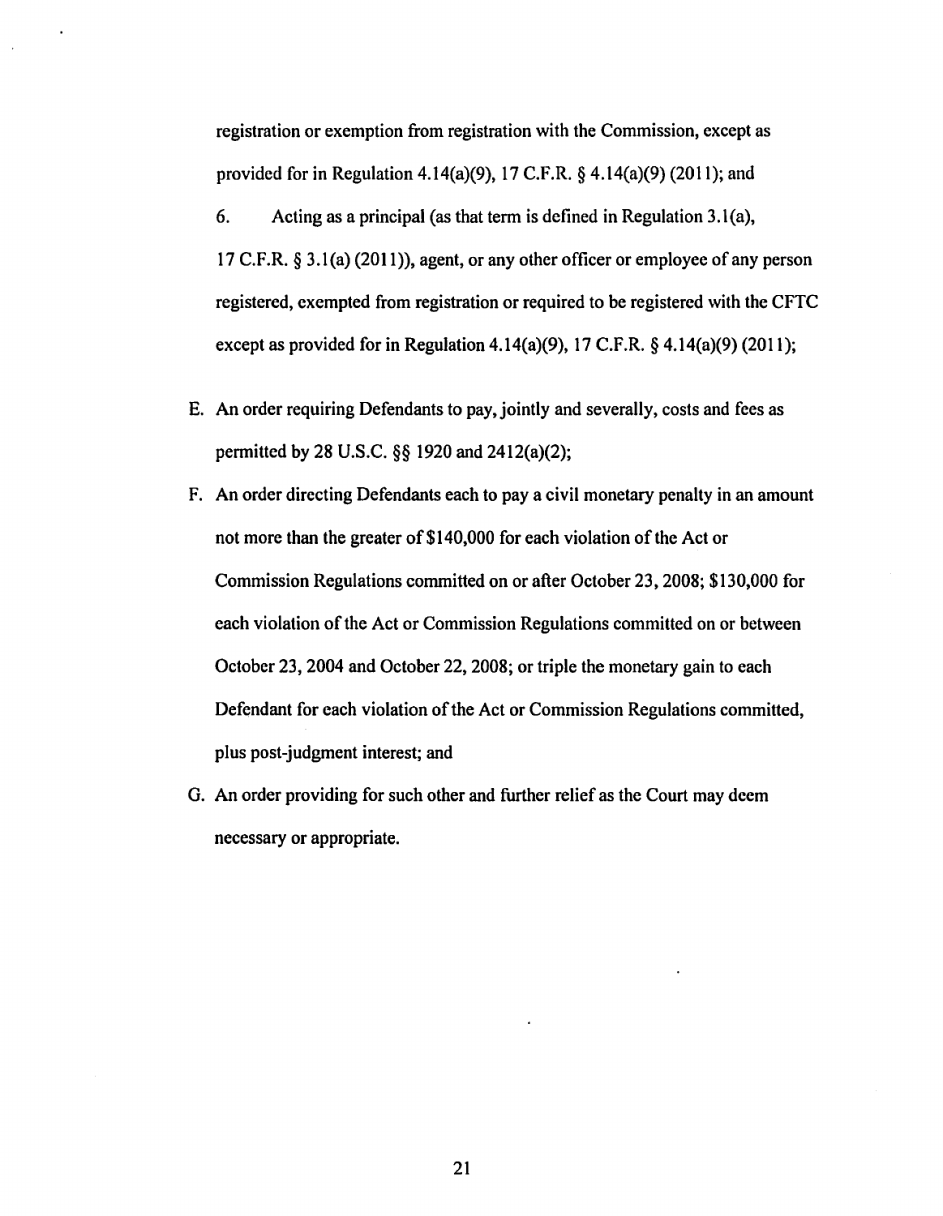registration or exemption from registration with the Commission, except as provided for in Regulation 4.14(a)(9), 17 C.F.R. § 4.14(a)(9) (2011); and

6. Acting as a principal (as that term is defined in Regulation 3.1(a), 17 C.F.R. § 3.1(a) (2011)), agent, or any other officer or employee of any person registered, exempted from registration or required to be registered with the CFTC except as provided for in Regulation 4.14(a)(9), 17 C.F.R. § 4.14(a)(9) (2011);

E. An order requiring Defendants to pay, jointly and severally, costs and fees as permitted by 28 U.S.C. §§ 1920 and 2412(a)(2);

F. An order directing Defendants each to pay a civil monetary penalty in an amount not more than the greater of $140,000 for each violation of the Act or Commission Regulations committed on or after October 23, 2008; $130,000 for each violation of the Act or Commission Regulations committed on or between October 23, 2004 and October 22, 2008; or triple the monetary gain to each Defendant for each violation of the Act or Commission Regulations committed, plus post-judgment interest; and

G. An order providing for such other and further relief as the Court may deem necessary or appropriate.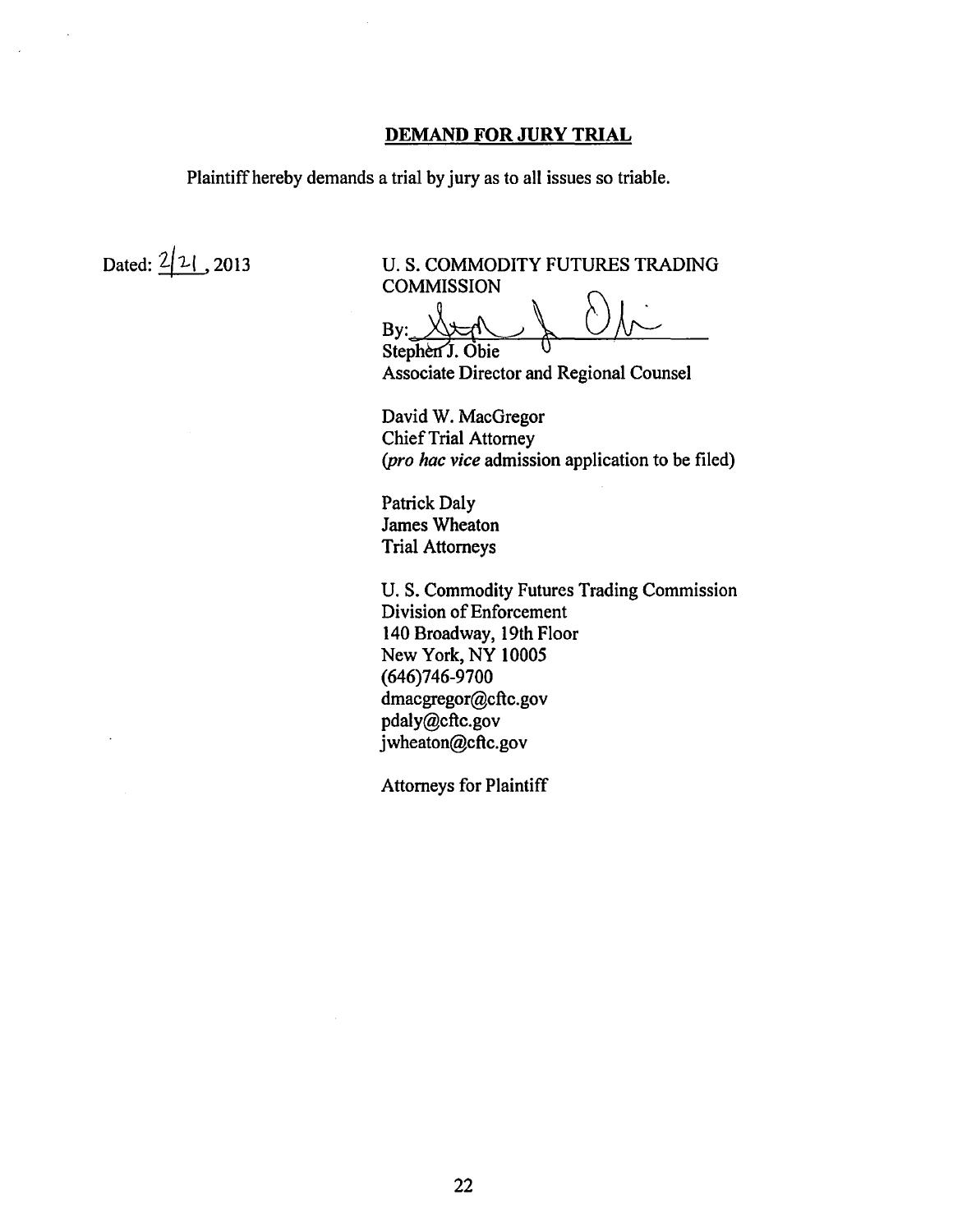## DEMAND FOR JURY TRIAL

Plaintiff hereby demands a trial by jury as to all issues so triable.

Dated: 2/21, 2013

U. S. COMMODITY FUTURES TRADING COMMISSION

By: ______________________
Stephen J. Obie
Associate Director and Regional Counsel

David W. MacGregor
Chief Trial Attorney
(*pro hac vice* admission application to be filed)

Patrick Daly
James Wheaton
Trial Attorneys

U. S. Commodity Futures Trading Commission
Division of Enforcement
140 Broadway, 19th Floor
New York, NY 10005
(646)746-9700
dmacgregor@cftc.gov
pdaly@cftc.gov
jwheaton@cftc.gov

Attorneys for Plaintiff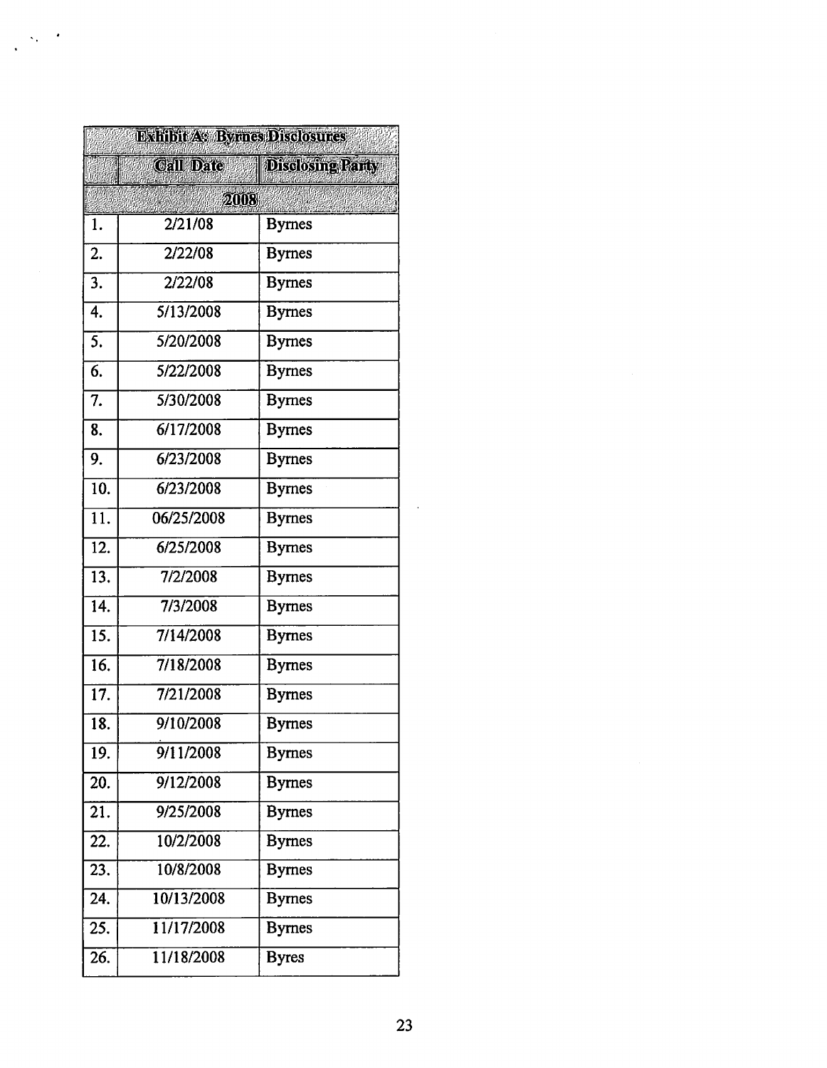| Exhibit A: Byrnes Disclosures | | |
| --- | --- | --- |
| | Call Date | Disclosing Party |
| 2008 | | |
| 1. | 2/21/08 | Byrnes |
| 2. | 2/22/08 | Byrnes |
| 3. | 2/22/08 | Byrnes |
| 4. | 5/13/2008 | Byrnes |
| 5. | 5/20/2008 | Byrnes |
| 6. | 5/22/2008 | Byrnes |
| 7. | 5/30/2008 | Byrnes |
| 8. | 6/17/2008 | Byrnes |
| 9. | 6/23/2008 | Byrnes |
| 10. | 6/23/2008 | Byrnes |
| 11. | 06/25/2008 | Byrnes |
| 12. | 6/25/2008 | Byrnes |
| 13. | 7/2/2008 | Byrnes |
| 14. | 7/3/2008 | Byrnes |
| 15. | 7/14/2008 | Byrnes |
| 16. | 7/18/2008 | Byrnes |
| 17. | 7/21/2008 | Byrnes |
| 18. | 9/10/2008 | Byrnes |
| 19. | 9/11/2008 | Byrnes |
| 20. | 9/12/2008 | Byrnes |
| 21. | 9/25/2008 | Byrnes |
| 22. | 10/2/2008 | Byrnes |
| 23. | 10/8/2008 | Byrnes |
| 24. | 10/13/2008 | Byrnes |
| 25. | 11/17/2008 | Byrnes |
| 26. | 11/18/2008 | Byres |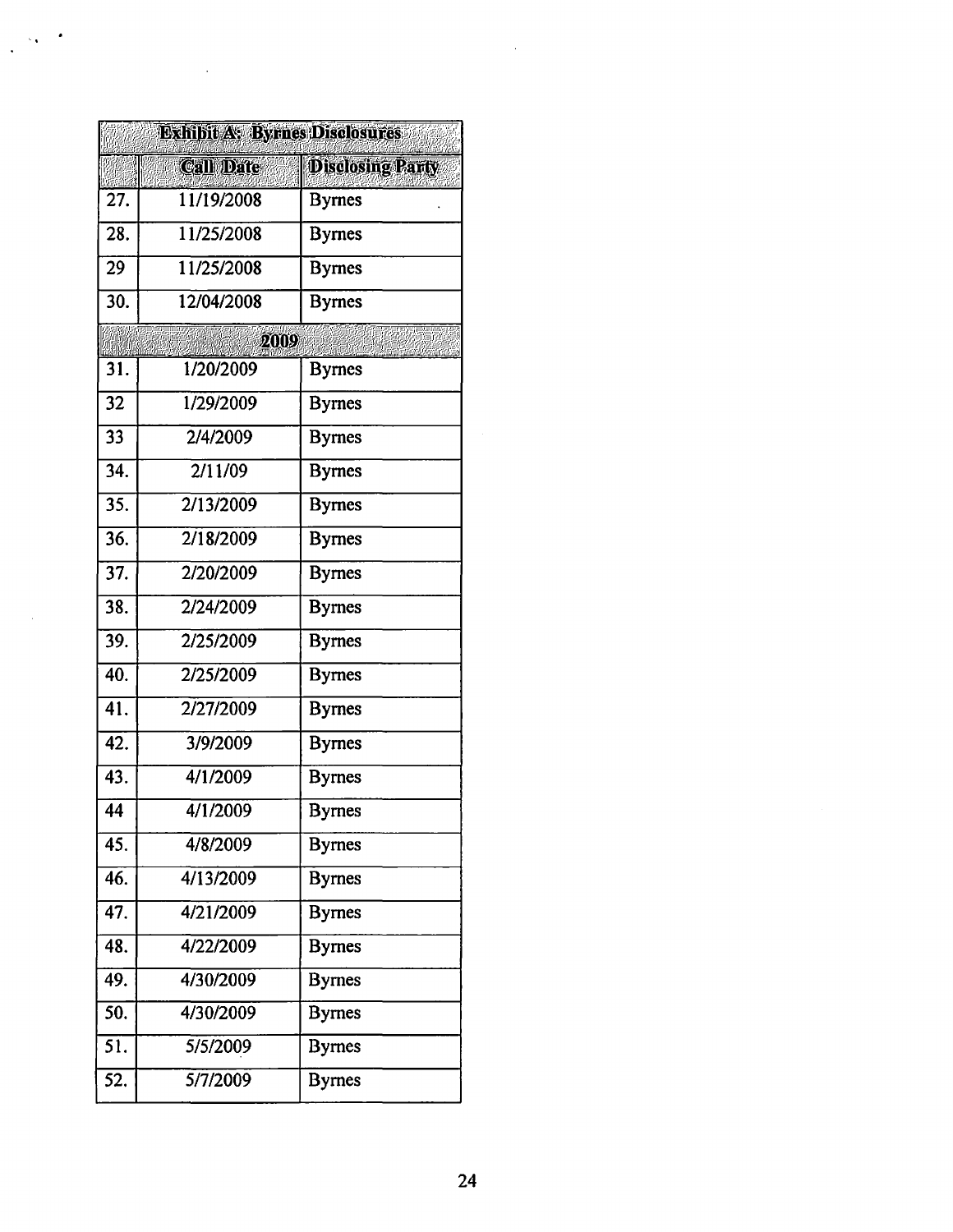| Exhibit A: Byrnes Disclosures | | |
|---|---|---|
| | Call Date | Disclosing Party |
| 27. | 11/19/2008 | Byrnes |
| 28. | 11/25/2008 | Byrnes |
| 29 | 11/25/2008 | Byrnes |
| 30. | 12/04/2008 | Byrnes |
| | 2009 | |
| 31. | 1/20/2009 | Byrnes |
| 32 | 1/29/2009 | Byrnes |
| 33 | 2/4/2009 | Byrnes |
| 34. | 2/11/09 | Byrnes |
| 35. | 2/13/2009 | Byrnes |
| 36. | 2/18/2009 | Byrnes |
| 37. | 2/20/2009 | Byrnes |
| 38. | 2/24/2009 | Byrnes |
| 39. | 2/25/2009 | Byrnes |
| 40. | 2/25/2009 | Byrnes |
| 41. | 2/27/2009 | Byrnes |
| 42. | 3/9/2009 | Byrnes |
| 43. | 4/1/2009 | Byrnes |
| 44 | 4/1/2009 | Byrnes |
| 45. | 4/8/2009 | Byrnes |
| 46. | 4/13/2009 | Byrnes |
| 47. | 4/21/2009 | Byrnes |
| 48. | 4/22/2009 | Byrnes |
| 49. | 4/30/2009 | Byrnes |
| 50. | 4/30/2009 | Byrnes |
| 51. | 5/5/2009 | Byrnes |
| 52. | 5/7/2009 | Byrnes |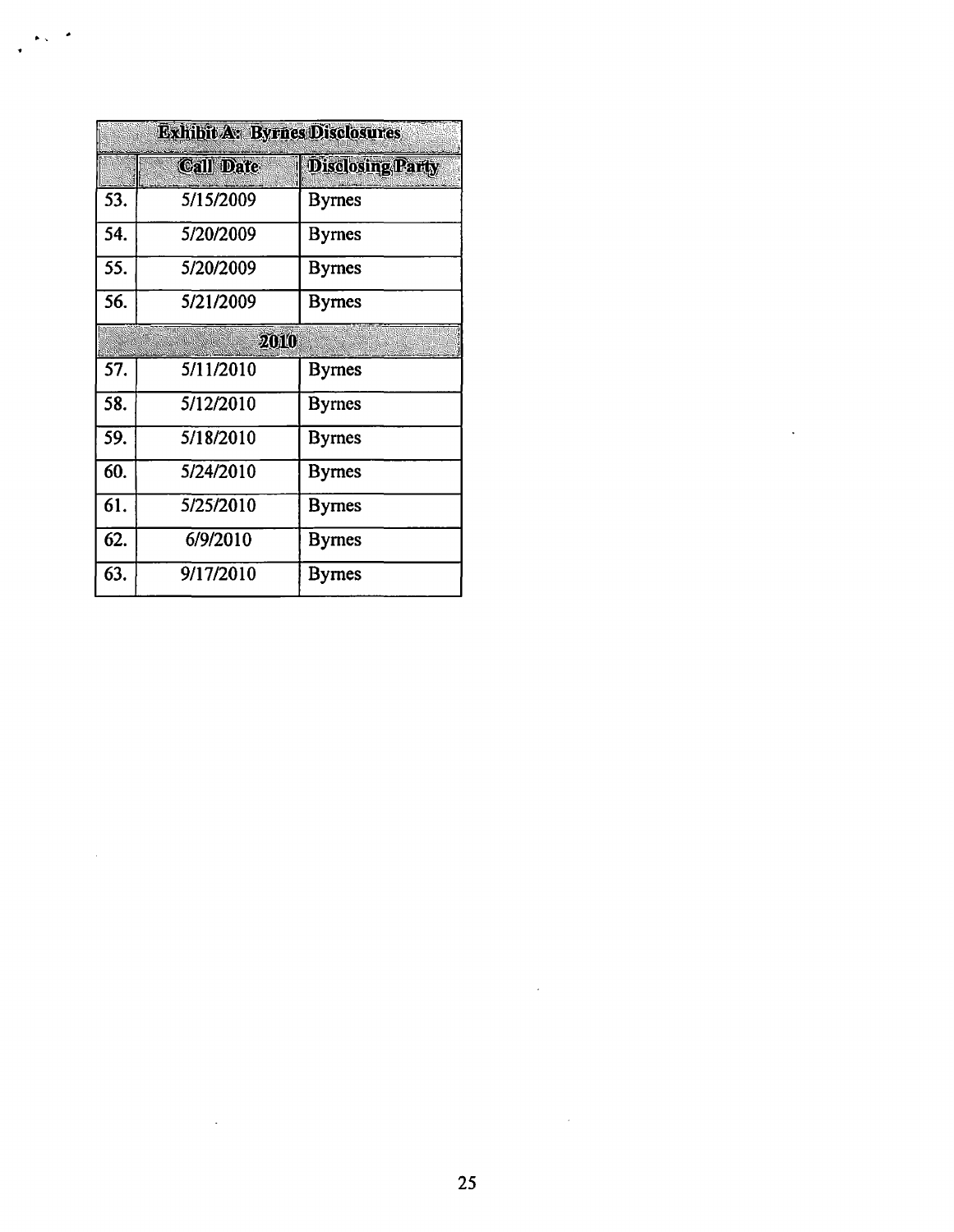| Exhibit A: Byrnes Disclosures | | |
|---|---|---|
| | Call Date | Disclosing Party |
| 53. | 5/15/2009 | Byrnes |
| 54. | 5/20/2009 | Byrnes |
| 55. | 5/20/2009 | Byrnes |
| 56. | 5/21/2009 | Byrnes |
| 2010 | | |
| 57. | 5/11/2010 | Byrnes |
| 58. | 5/12/2010 | Byrnes |
| 59. | 5/18/2010 | Byrnes |
| 60. | 5/24/2010 | Byrnes |
| 61. | 5/25/2010 | Byrnes |
| 62. | 6/9/2010 | Byrnes |
| 63. | 9/17/2010 | Byrnes |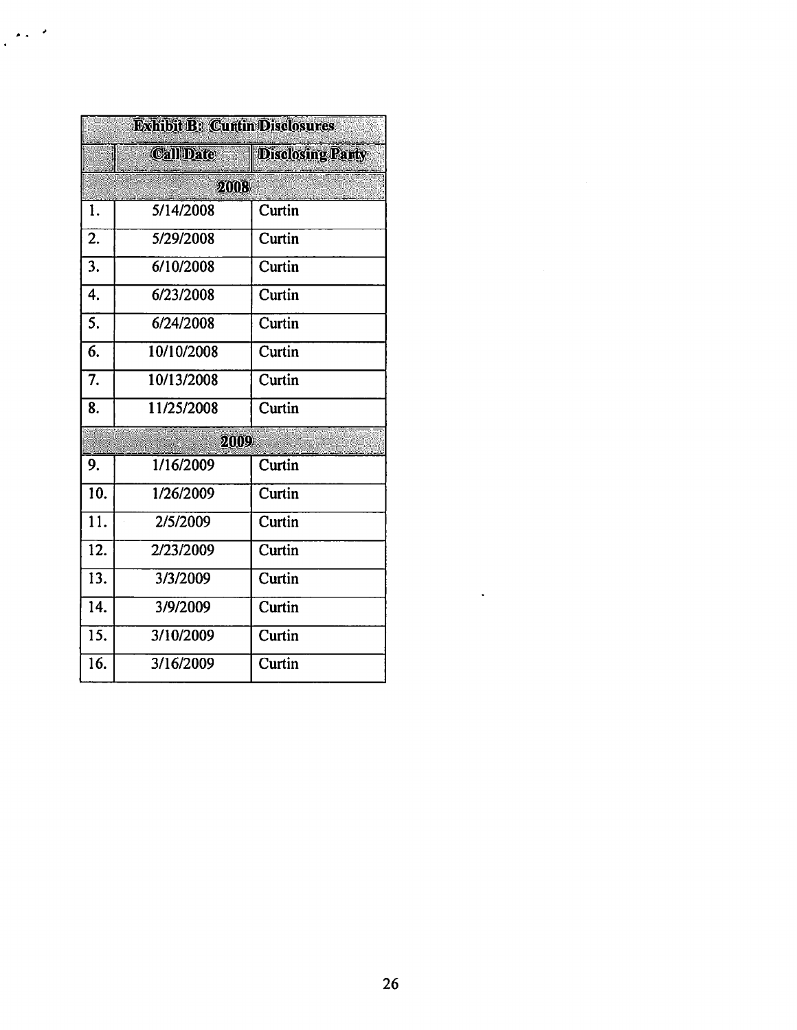| Exhibit B: Curtin Disclosures | | |
|---|---|---|
| | Call Date | Disclosing Party |
| 2008 | | |
| 1. | 5/14/2008 | Curtin |
| 2. | 5/29/2008 | Curtin |
| 3. | 6/10/2008 | Curtin |
| 4. | 6/23/2008 | Curtin |
| 5. | 6/24/2008 | Curtin |
| 6. | 10/10/2008 | Curtin |
| 7. | 10/13/2008 | Curtin |
| 8. | 11/25/2008 | Curtin |
| 2009 | | |
| 9. | 1/16/2009 | Curtin |
| 10. | 1/26/2009 | Curtin |
| 11. | 2/5/2009 | Curtin |
| 12. | 2/23/2009 | Curtin |
| 13. | 3/3/2009 | Curtin |
| 14. | 3/9/2009 | Curtin |
| 15. | 3/10/2009 | Curtin |
| 16. | 3/16/2009 | Curtin |